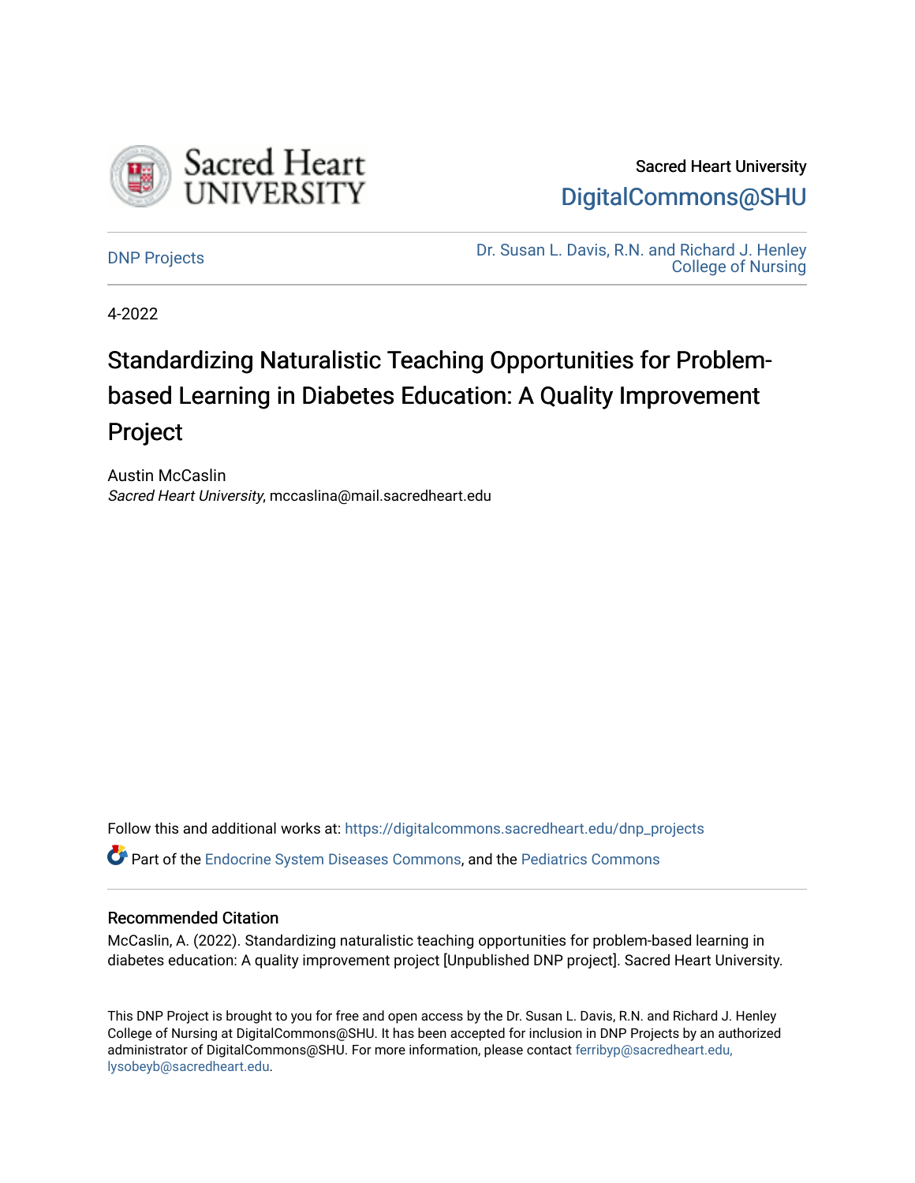Sacred Heart University

DigitalCommons@SHU

DNP Projects

Dr. Susan L. Davis, R.N. and Richard J. Henley College of Nursing

4-2022

# Standardizing Naturalistic Teaching Opportunities for Problem-based Learning in Diabetes Education: A Quality Improvement Project

Austin McCaslin

*Sacred Heart University*, mccaslina@mail.sacredheart.edu

Follow this and additional works at: https://digitalcommons.sacredheart.edu/dnp_projects

Part of the Endocrine System Diseases Commons, and the Pediatrics Commons

## Recommended Citation

McCaslin, A. (2022). Standardizing naturalistic teaching opportunities for problem-based learning in diabetes education: A quality improvement project [Unpublished DNP project]. Sacred Heart University.

This DNP Project is brought to you for free and open access by the Dr. Susan L. Davis, R.N. and Richard J. Henley College of Nursing at DigitalCommons@SHU. It has been accepted for inclusion in DNP Projects by an authorized administrator of DigitalCommons@SHU. For more information, please contact ferribyp@sacredheart.edu, lysobeyb@sacredheart.edu.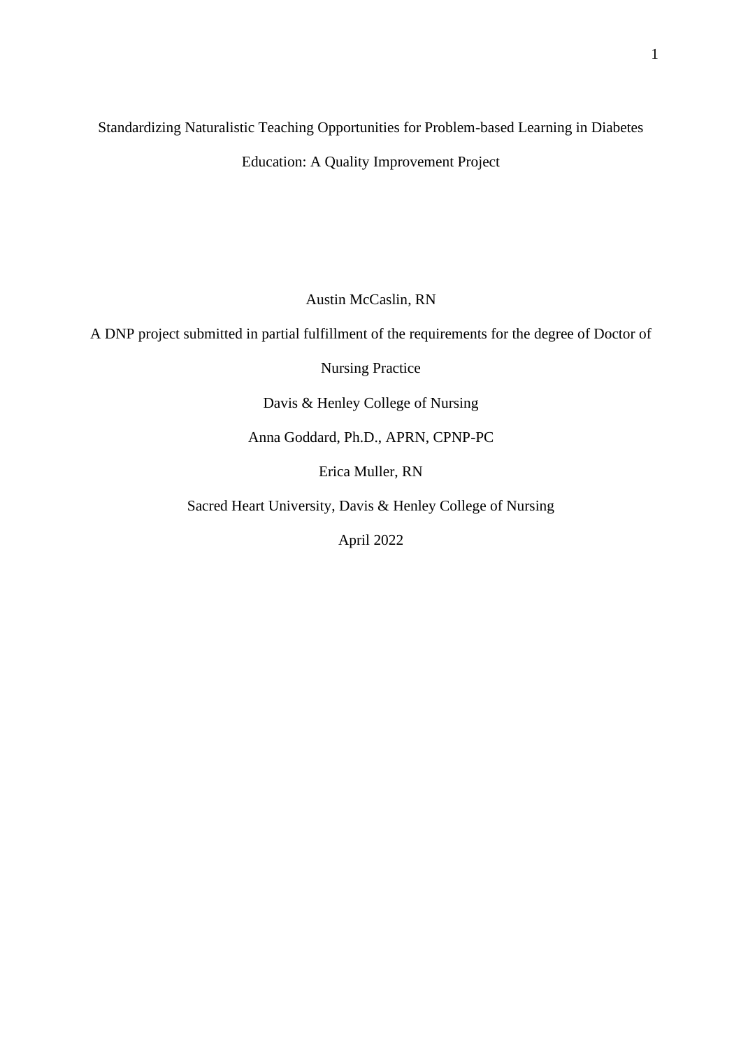# Standardizing Naturalistic Teaching Opportunities for Problem-based Learning in Diabetes Education: A Quality Improvement Project

Austin McCaslin, RN

A DNP project submitted in partial fulfillment of the requirements for the degree of Doctor of Nursing Practice

Davis & Henley College of Nursing

Anna Goddard, Ph.D., APRN, CPNP-PC

Erica Muller, RN

Sacred Heart University, Davis & Henley College of Nursing

April 2022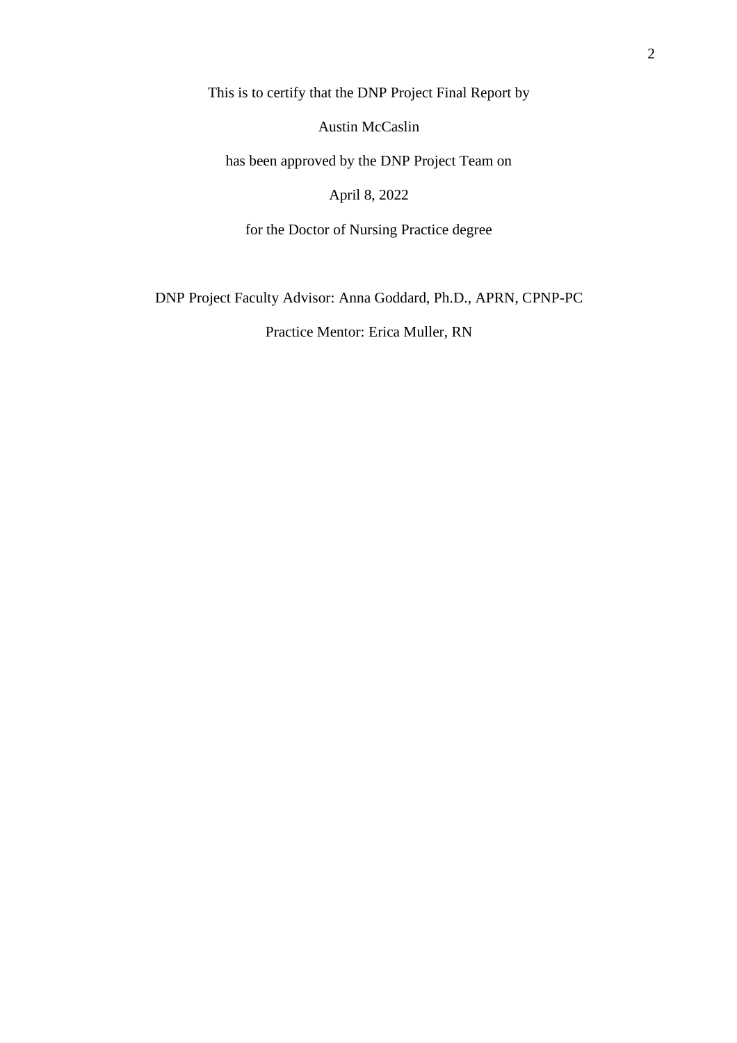This is to certify that the DNP Project Final Report by

Austin McCaslin

has been approved by the DNP Project Team on

April 8, 2022

for the Doctor of Nursing Practice degree

DNP Project Faculty Advisor: Anna Goddard, Ph.D., APRN, CPNP-PC

Practice Mentor: Erica Muller, RN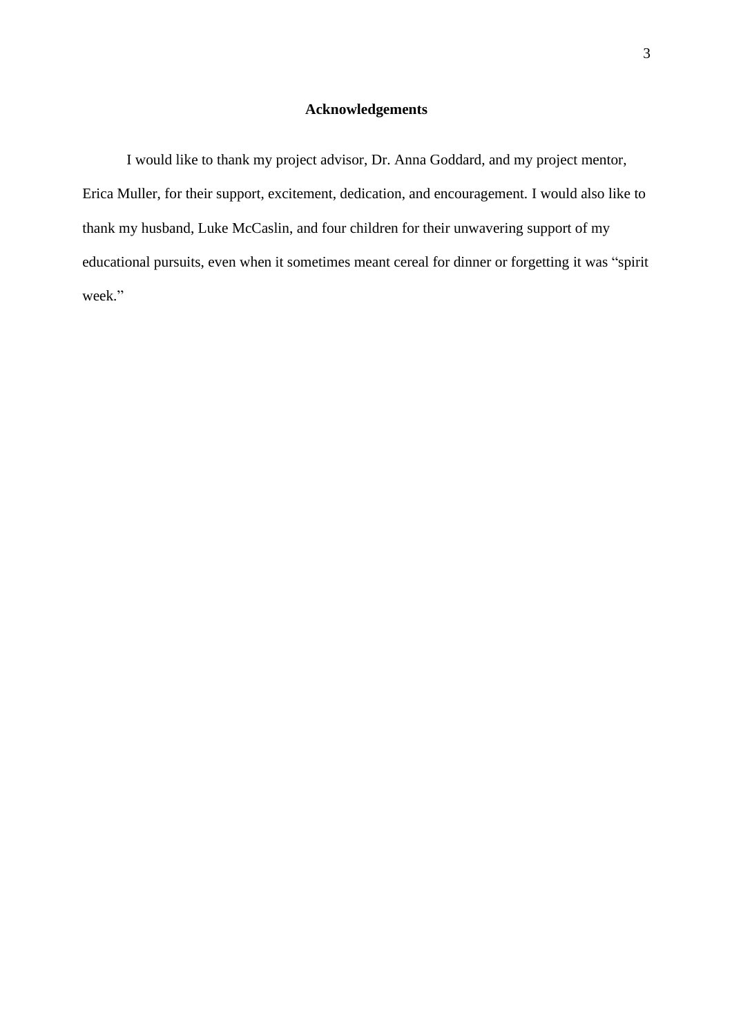# Acknowledgements

I would like to thank my project advisor, Dr. Anna Goddard, and my project mentor, Erica Muller, for their support, excitement, dedication, and encouragement. I would also like to thank my husband, Luke McCaslin, and four children for their unwavering support of my educational pursuits, even when it sometimes meant cereal for dinner or forgetting it was "spirit week."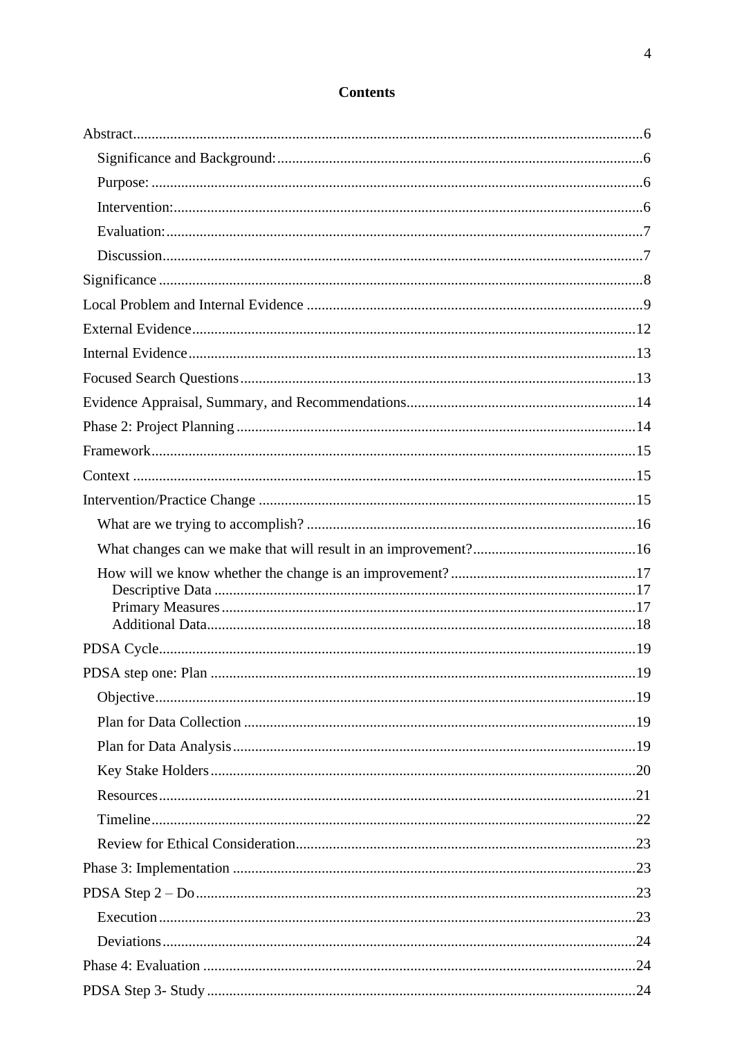# Contents

Abstract....................6
- Significance and Background:....................6
- Purpose:....................6
- Intervention:....................6
- Evaluation:....................7
- Discussion....................7

Significance....................8

Local Problem and Internal Evidence....................9

External Evidence....................12

Internal Evidence....................13

Focused Search Questions....................13

Evidence Appraisal, Summary, and Recommendations....................14

Phase 2: Project Planning....................14

Framework....................15

Context....................15

Intervention/Practice Change....................15
- What are we trying to accomplish?....................16
- What changes can we make that will result in an improvement?....................16
- How will we know whether the change is an improvement?....................17
  - Descriptive Data....................17
  - Primary Measures....................17
  - Additional Data....................18

PDSA Cycle....................19

PDSA step one: Plan....................19
- Objective....................19
- Plan for Data Collection....................19
- Plan for Data Analysis....................19
- Key Stake Holders....................20
- Resources....................21
- Timeline....................22
- Review for Ethical Consideration....................23

Phase 3: Implementation....................23

PDSA Step 2 – Do....................23
- Execution....................23
- Deviations....................24

Phase 4: Evaluation....................24

PDSA Step 3- Study....................24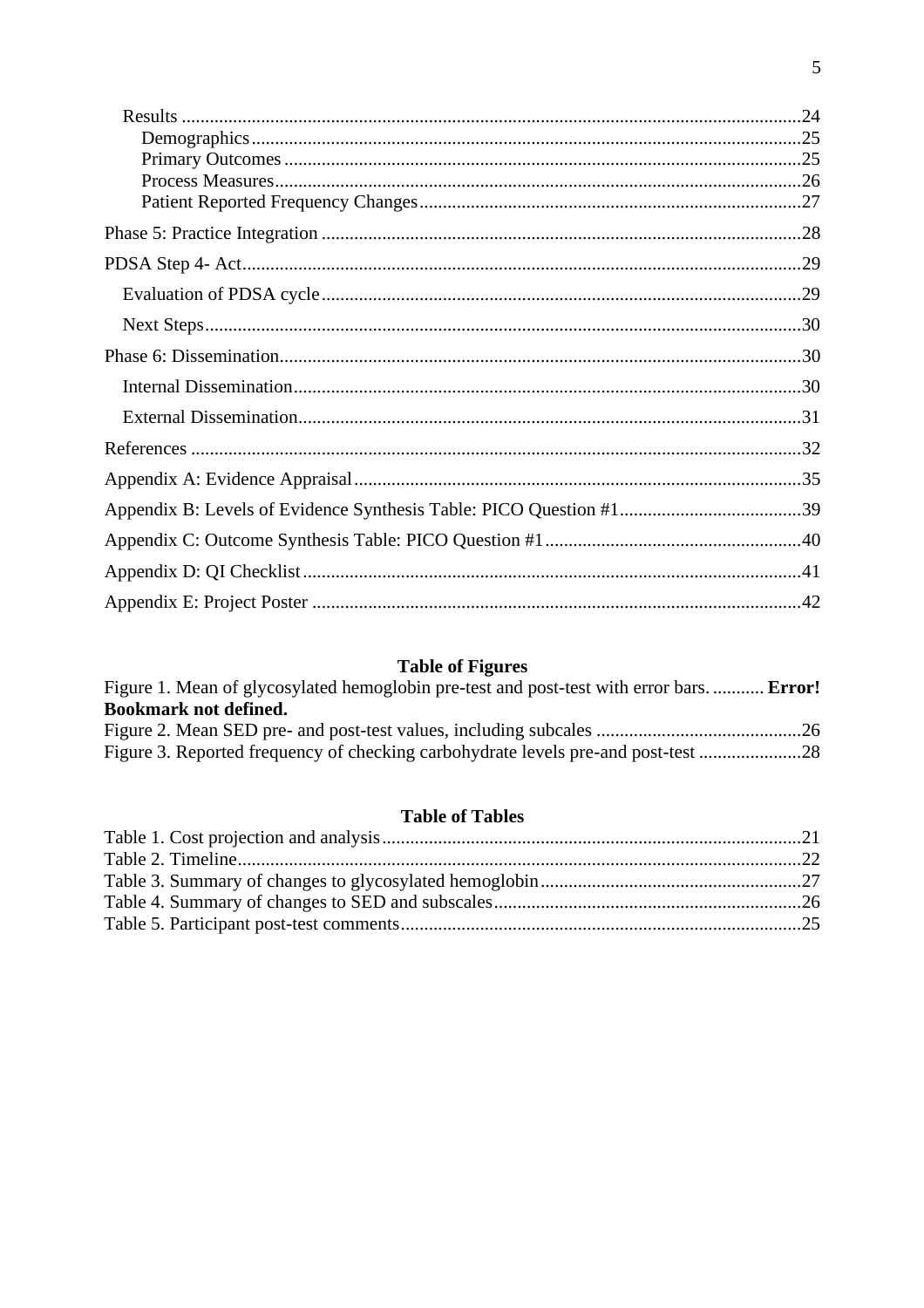Results ....................................................................................................................24
Demographics....................................................................................................25
Primary Outcomes .............................................................................................25
Process Measures...............................................................................................26
Patient Reported Frequency Changes.................................................................27

Phase 5: Practice Integration ....................................................................................28

PDSA Step 4- Act.......................................................................................................29

Evaluation of PDSA cycle....................................................................................29

Next Steps..............................................................................................................30

Phase 6: Dissemination...............................................................................................30

Internal Dissemination...........................................................................................30

External Dissemination..........................................................................................31

References .................................................................................................................32

Appendix A: Evidence Appraisal...............................................................................35

Appendix B: Levels of Evidence Synthesis Table: PICO Question #1.......................................39

Appendix C: Outcome Synthesis Table: PICO Question #1......................................................40

Appendix D: QI Checklist.........................................................................................41

Appendix E: Project Poster .......................................................................................42

## Table of Figures

Figure 1. Mean of glycosylated hemoglobin pre-test and post-test with error bars. ........... **Error! Bookmark not defined.**
Figure 2. Mean SED pre- and post-test values, including subcales ...........................................26
Figure 3. Reported frequency of checking carbohydrate levels pre-and post-test .....................28

## Table of Tables

Table 1. Cost projection and analysis.........................................................................................21
Table 2. Timeline.........................................................................................................................22
Table 3. Summary of changes to glycosylated hemoglobin........................................................27
Table 4. Summary of changes to SED and subscales.................................................................26
Table 5. Participant post-test comments.....................................................................................25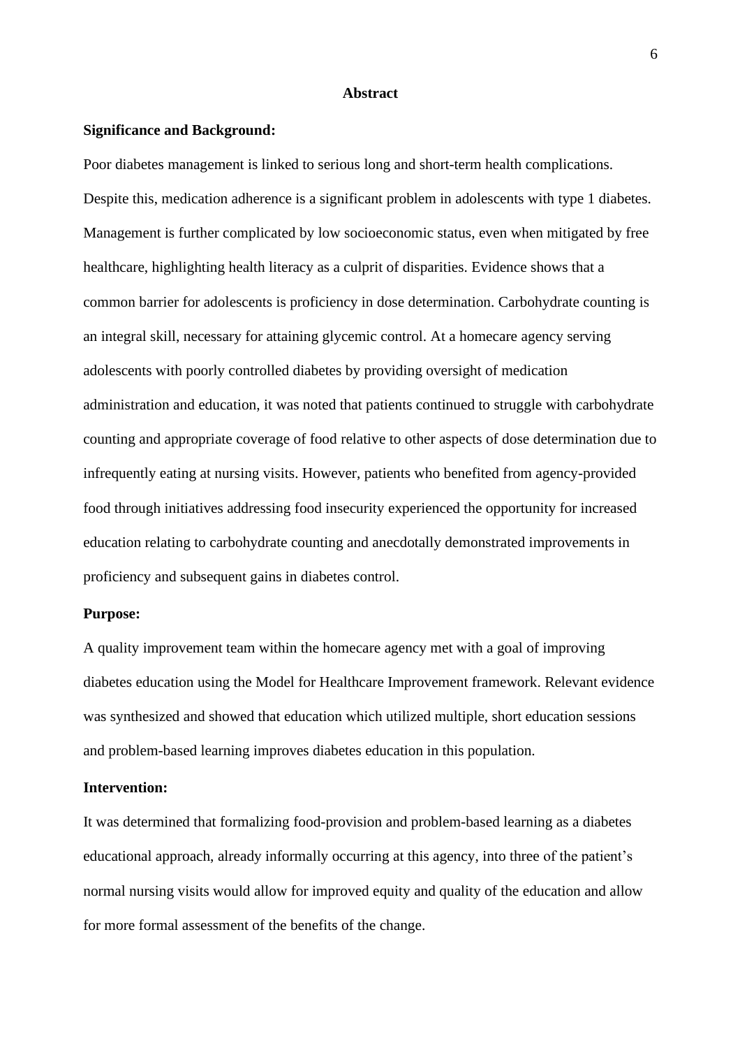## Abstract

**Significance and Background:**

Poor diabetes management is linked to serious long and short-term health complications. Despite this, medication adherence is a significant problem in adolescents with type 1 diabetes. Management is further complicated by low socioeconomic status, even when mitigated by free healthcare, highlighting health literacy as a culprit of disparities. Evidence shows that a common barrier for adolescents is proficiency in dose determination. Carbohydrate counting is an integral skill, necessary for attaining glycemic control. At a homecare agency serving adolescents with poorly controlled diabetes by providing oversight of medication administration and education, it was noted that patients continued to struggle with carbohydrate counting and appropriate coverage of food relative to other aspects of dose determination due to infrequently eating at nursing visits. However, patients who benefited from agency-provided food through initiatives addressing food insecurity experienced the opportunity for increased education relating to carbohydrate counting and anecdotally demonstrated improvements in proficiency and subsequent gains in diabetes control.

**Purpose:**

A quality improvement team within the homecare agency met with a goal of improving diabetes education using the Model for Healthcare Improvement framework. Relevant evidence was synthesized and showed that education which utilized multiple, short education sessions and problem-based learning improves diabetes education in this population.

**Intervention:**

It was determined that formalizing food-provision and problem-based learning as a diabetes educational approach, already informally occurring at this agency, into three of the patient's normal nursing visits would allow for improved equity and quality of the education and allow for more formal assessment of the benefits of the change.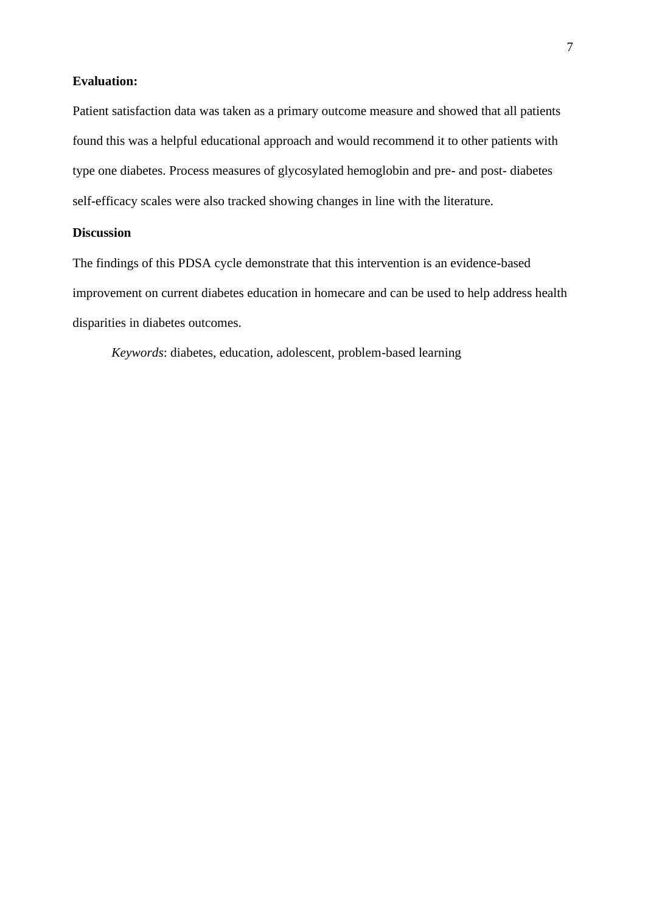**Evaluation:**

Patient satisfaction data was taken as a primary outcome measure and showed that all patients found this was a helpful educational approach and would recommend it to other patients with type one diabetes. Process measures of glycosylated hemoglobin and pre- and post- diabetes self-efficacy scales were also tracked showing changes in line with the literature.

**Discussion**

The findings of this PDSA cycle demonstrate that this intervention is an evidence-based improvement on current diabetes education in homecare and can be used to help address health disparities in diabetes outcomes.

*Keywords*: diabetes, education, adolescent, problem-based learning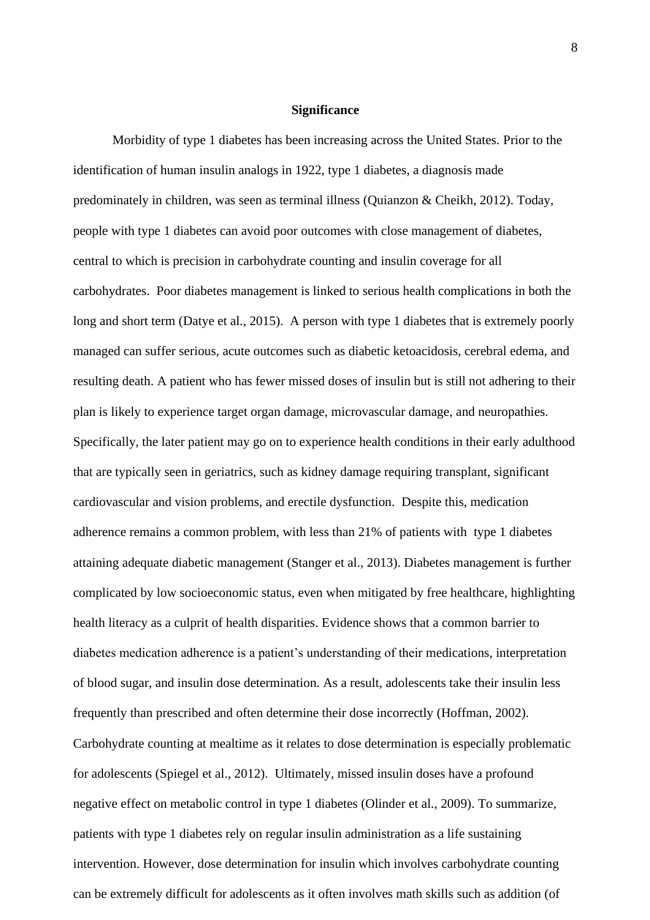## Significance

Morbidity of type 1 diabetes has been increasing across the United States. Prior to the identification of human insulin analogs in 1922, type 1 diabetes, a diagnosis made predominately in children, was seen as terminal illness (Quianzon & Cheikh, 2012). Today, people with type 1 diabetes can avoid poor outcomes with close management of diabetes, central to which is precision in carbohydrate counting and insulin coverage for all carbohydrates. Poor diabetes management is linked to serious health complications in both the long and short term (Datye et al., 2015). A person with type 1 diabetes that is extremely poorly managed can suffer serious, acute outcomes such as diabetic ketoacidosis, cerebral edema, and resulting death. A patient who has fewer missed doses of insulin but is still not adhering to their plan is likely to experience target organ damage, microvascular damage, and neuropathies. Specifically, the later patient may go on to experience health conditions in their early adulthood that are typically seen in geriatrics, such as kidney damage requiring transplant, significant cardiovascular and vision problems, and erectile dysfunction. Despite this, medication adherence remains a common problem, with less than 21% of patients with type 1 diabetes attaining adequate diabetic management (Stanger et al., 2013). Diabetes management is further complicated by low socioeconomic status, even when mitigated by free healthcare, highlighting health literacy as a culprit of health disparities. Evidence shows that a common barrier to diabetes medication adherence is a patient's understanding of their medications, interpretation of blood sugar, and insulin dose determination. As a result, adolescents take their insulin less frequently than prescribed and often determine their dose incorrectly (Hoffman, 2002). Carbohydrate counting at mealtime as it relates to dose determination is especially problematic for adolescents (Spiegel et al., 2012). Ultimately, missed insulin doses have a profound negative effect on metabolic control in type 1 diabetes (Olinder et al., 2009). To summarize, patients with type 1 diabetes rely on regular insulin administration as a life sustaining intervention. However, dose determination for insulin which involves carbohydrate counting can be extremely difficult for adolescents as it often involves math skills such as addition (of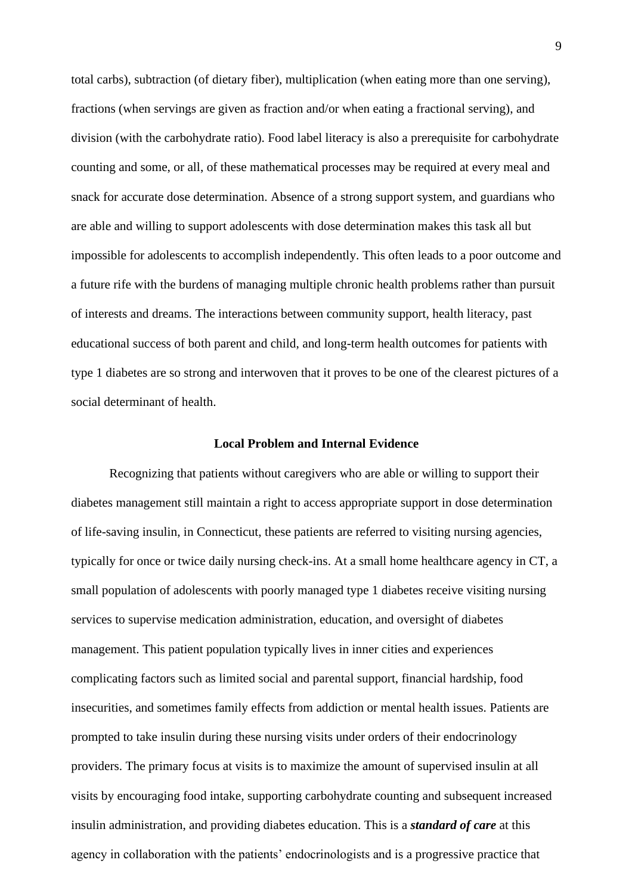total carbs), subtraction (of dietary fiber), multiplication (when eating more than one serving), fractions (when servings are given as fraction and/or when eating a fractional serving), and division (with the carbohydrate ratio). Food label literacy is also a prerequisite for carbohydrate counting and some, or all, of these mathematical processes may be required at every meal and snack for accurate dose determination. Absence of a strong support system, and guardians who are able and willing to support adolescents with dose determination makes this task all but impossible for adolescents to accomplish independently. This often leads to a poor outcome and a future rife with the burdens of managing multiple chronic health problems rather than pursuit of interests and dreams. The interactions between community support, health literacy, past educational success of both parent and child, and long-term health outcomes for patients with type 1 diabetes are so strong and interwoven that it proves to be one of the clearest pictures of a social determinant of health.

## Local Problem and Internal Evidence

Recognizing that patients without caregivers who are able or willing to support their diabetes management still maintain a right to access appropriate support in dose determination of life-saving insulin, in Connecticut, these patients are referred to visiting nursing agencies, typically for once or twice daily nursing check-ins. At a small home healthcare agency in CT, a small population of adolescents with poorly managed type 1 diabetes receive visiting nursing services to supervise medication administration, education, and oversight of diabetes management. This patient population typically lives in inner cities and experiences complicating factors such as limited social and parental support, financial hardship, food insecurities, and sometimes family effects from addiction or mental health issues. Patients are prompted to take insulin during these nursing visits under orders of their endocrinology providers. The primary focus at visits is to maximize the amount of supervised insulin at all visits by encouraging food intake, supporting carbohydrate counting and subsequent increased insulin administration, and providing diabetes education. This is a ***standard of care*** at this agency in collaboration with the patients' endocrinologists and is a progressive practice that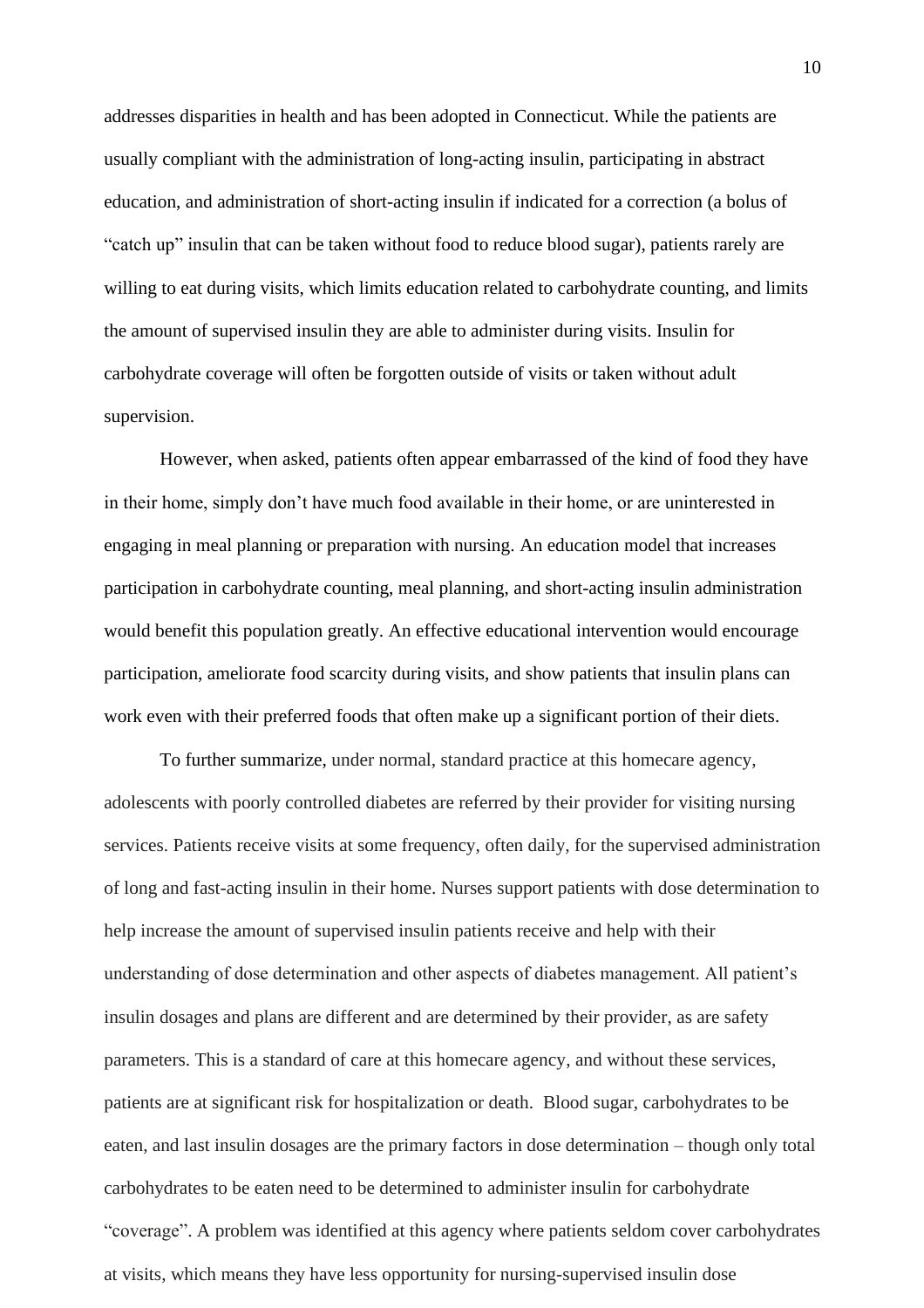addresses disparities in health and has been adopted in Connecticut. While the patients are usually compliant with the administration of long-acting insulin, participating in abstract education, and administration of short-acting insulin if indicated for a correction (a bolus of "catch up" insulin that can be taken without food to reduce blood sugar), patients rarely are willing to eat during visits, which limits education related to carbohydrate counting, and limits the amount of supervised insulin they are able to administer during visits. Insulin for carbohydrate coverage will often be forgotten outside of visits or taken without adult supervision.

However, when asked, patients often appear embarrassed of the kind of food they have in their home, simply don't have much food available in their home, or are uninterested in engaging in meal planning or preparation with nursing. An education model that increases participation in carbohydrate counting, meal planning, and short-acting insulin administration would benefit this population greatly. An effective educational intervention would encourage participation, ameliorate food scarcity during visits, and show patients that insulin plans can work even with their preferred foods that often make up a significant portion of their diets.

To further summarize, under normal, standard practice at this homecare agency, adolescents with poorly controlled diabetes are referred by their provider for visiting nursing services. Patients receive visits at some frequency, often daily, for the supervised administration of long and fast-acting insulin in their home. Nurses support patients with dose determination to help increase the amount of supervised insulin patients receive and help with their understanding of dose determination and other aspects of diabetes management. All patient's insulin dosages and plans are different and are determined by their provider, as are safety parameters. This is a standard of care at this homecare agency, and without these services, patients are at significant risk for hospitalization or death. Blood sugar, carbohydrates to be eaten, and last insulin dosages are the primary factors in dose determination – though only total carbohydrates to be eaten need to be determined to administer insulin for carbohydrate "coverage". A problem was identified at this agency where patients seldom cover carbohydrates at visits, which means they have less opportunity for nursing-supervised insulin dose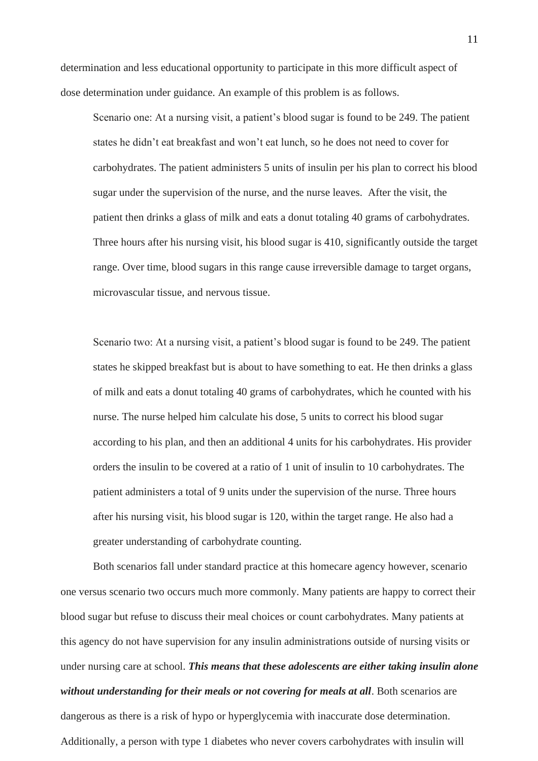determination and less educational opportunity to participate in this more difficult aspect of dose determination under guidance. An example of this problem is as follows.

> Scenario one: At a nursing visit, a patient's blood sugar is found to be 249. The patient states he didn't eat breakfast and won't eat lunch, so he does not need to cover for carbohydrates. The patient administers 5 units of insulin per his plan to correct his blood sugar under the supervision of the nurse, and the nurse leaves. After the visit, the patient then drinks a glass of milk and eats a donut totaling 40 grams of carbohydrates. Three hours after his nursing visit, his blood sugar is 410, significantly outside the target range. Over time, blood sugars in this range cause irreversible damage to target organs, microvascular tissue, and nervous tissue.

> Scenario two: At a nursing visit, a patient's blood sugar is found to be 249. The patient states he skipped breakfast but is about to have something to eat. He then drinks a glass of milk and eats a donut totaling 40 grams of carbohydrates, which he counted with his nurse. The nurse helped him calculate his dose, 5 units to correct his blood sugar according to his plan, and then an additional 4 units for his carbohydrates. His provider orders the insulin to be covered at a ratio of 1 unit of insulin to 10 carbohydrates. The patient administers a total of 9 units under the supervision of the nurse. Three hours after his nursing visit, his blood sugar is 120, within the target range. He also had a greater understanding of carbohydrate counting.

Both scenarios fall under standard practice at this homecare agency however, scenario one versus scenario two occurs much more commonly. Many patients are happy to correct their blood sugar but refuse to discuss their meal choices or count carbohydrates. Many patients at this agency do not have supervision for any insulin administrations outside of nursing visits or under nursing care at school. ***This means that these adolescents are either taking insulin alone without understanding for their meals or not covering for meals at all***. Both scenarios are dangerous as there is a risk of hypo or hyperglycemia with inaccurate dose determination. Additionally, a person with type 1 diabetes who never covers carbohydrates with insulin will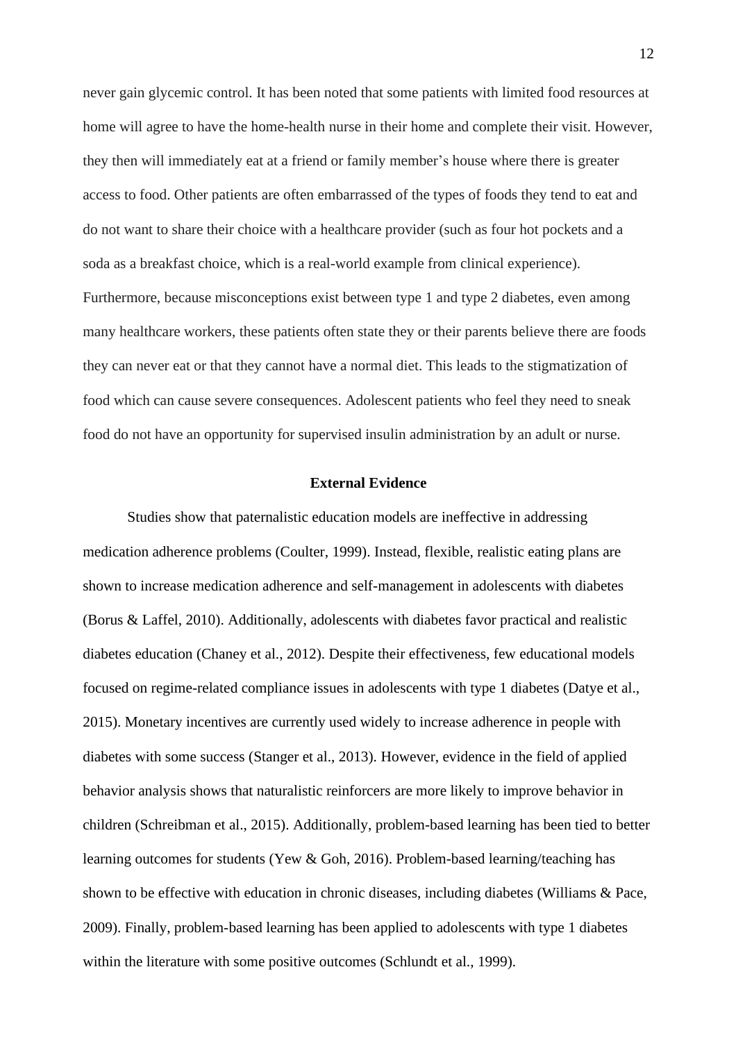never gain glycemic control. It has been noted that some patients with limited food resources at home will agree to have the home-health nurse in their home and complete their visit. However, they then will immediately eat at a friend or family member's house where there is greater access to food. Other patients are often embarrassed of the types of foods they tend to eat and do not want to share their choice with a healthcare provider (such as four hot pockets and a soda as a breakfast choice, which is a real-world example from clinical experience). Furthermore, because misconceptions exist between type 1 and type 2 diabetes, even among many healthcare workers, these patients often state they or their parents believe there are foods they can never eat or that they cannot have a normal diet. This leads to the stigmatization of food which can cause severe consequences. Adolescent patients who feel they need to sneak food do not have an opportunity for supervised insulin administration by an adult or nurse.

## External Evidence

Studies show that paternalistic education models are ineffective in addressing medication adherence problems (Coulter, 1999). Instead, flexible, realistic eating plans are shown to increase medication adherence and self-management in adolescents with diabetes (Borus & Laffel, 2010). Additionally, adolescents with diabetes favor practical and realistic diabetes education (Chaney et al., 2012). Despite their effectiveness, few educational models focused on regime-related compliance issues in adolescents with type 1 diabetes (Datye et al., 2015). Monetary incentives are currently used widely to increase adherence in people with diabetes with some success (Stanger et al., 2013). However, evidence in the field of applied behavior analysis shows that naturalistic reinforcers are more likely to improve behavior in children (Schreibman et al., 2015). Additionally, problem-based learning has been tied to better learning outcomes for students (Yew & Goh, 2016). Problem-based learning/teaching has shown to be effective with education in chronic diseases, including diabetes (Williams & Pace, 2009). Finally, problem-based learning has been applied to adolescents with type 1 diabetes within the literature with some positive outcomes (Schlundt et al., 1999).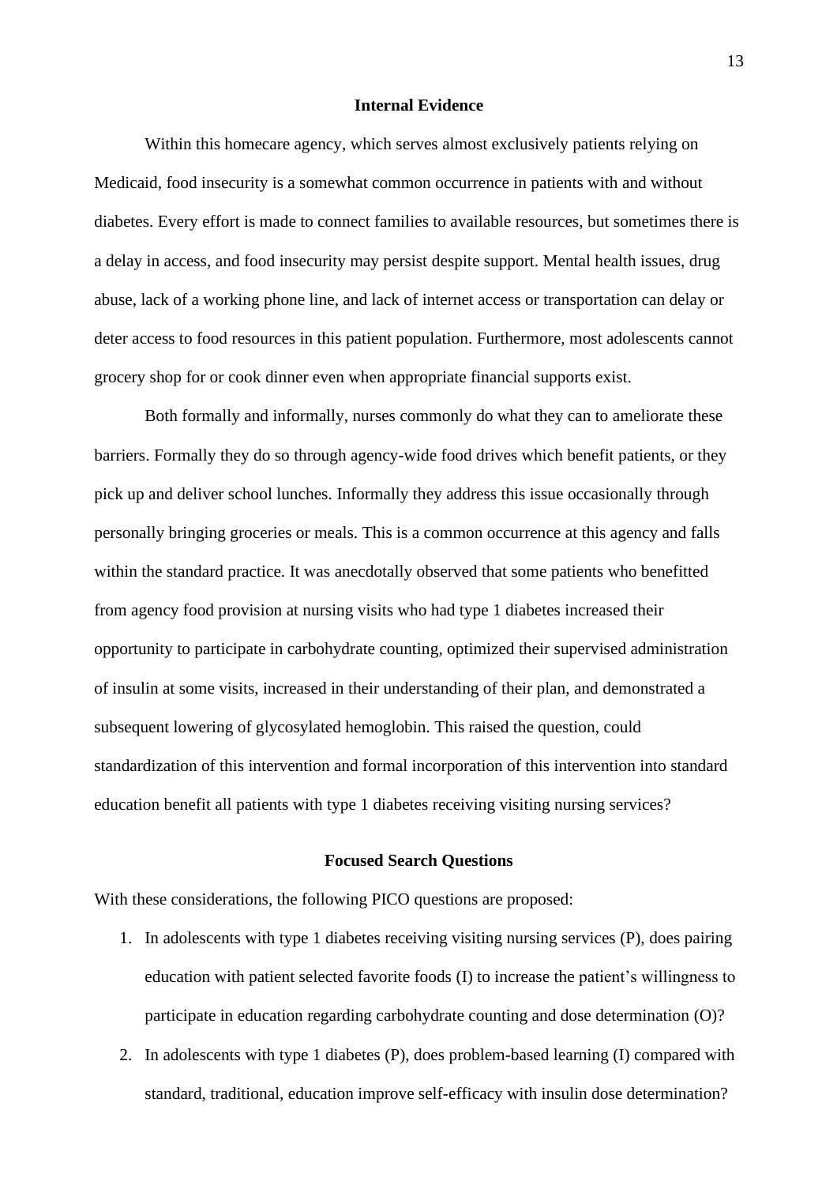## Internal Evidence

Within this homecare agency, which serves almost exclusively patients relying on Medicaid, food insecurity is a somewhat common occurrence in patients with and without diabetes. Every effort is made to connect families to available resources, but sometimes there is a delay in access, and food insecurity may persist despite support. Mental health issues, drug abuse, lack of a working phone line, and lack of internet access or transportation can delay or deter access to food resources in this patient population. Furthermore, most adolescents cannot grocery shop for or cook dinner even when appropriate financial supports exist.

Both formally and informally, nurses commonly do what they can to ameliorate these barriers. Formally they do so through agency-wide food drives which benefit patients, or they pick up and deliver school lunches. Informally they address this issue occasionally through personally bringing groceries or meals. This is a common occurrence at this agency and falls within the standard practice. It was anecdotally observed that some patients who benefitted from agency food provision at nursing visits who had type 1 diabetes increased their opportunity to participate in carbohydrate counting, optimized their supervised administration of insulin at some visits, increased in their understanding of their plan, and demonstrated a subsequent lowering of glycosylated hemoglobin. This raised the question, could standardization of this intervention and formal incorporation of this intervention into standard education benefit all patients with type 1 diabetes receiving visiting nursing services?

## Focused Search Questions

With these considerations, the following PICO questions are proposed:

1. In adolescents with type 1 diabetes receiving visiting nursing services (P), does pairing education with patient selected favorite foods (I) to increase the patient's willingness to participate in education regarding carbohydrate counting and dose determination (O)?
2. In adolescents with type 1 diabetes (P), does problem-based learning (I) compared with standard, traditional, education improve self-efficacy with insulin dose determination?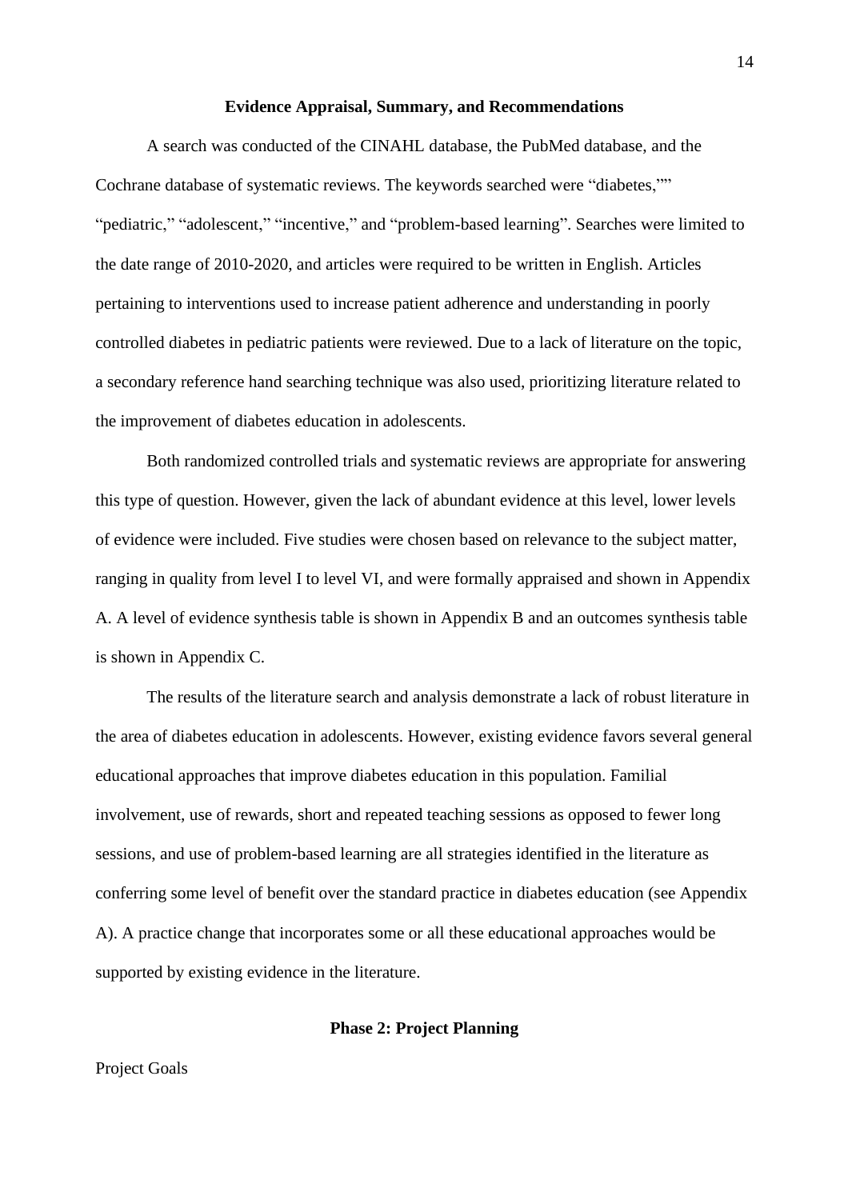## Evidence Appraisal, Summary, and Recommendations

A search was conducted of the CINAHL database, the PubMed database, and the Cochrane database of systematic reviews. The keywords searched were "diabetes,"" "pediatric," "adolescent," "incentive," and "problem-based learning". Searches were limited to the date range of 2010-2020, and articles were required to be written in English. Articles pertaining to interventions used to increase patient adherence and understanding in poorly controlled diabetes in pediatric patients were reviewed. Due to a lack of literature on the topic, a secondary reference hand searching technique was also used, prioritizing literature related to the improvement of diabetes education in adolescents.

Both randomized controlled trials and systematic reviews are appropriate for answering this type of question. However, given the lack of abundant evidence at this level, lower levels of evidence were included. Five studies were chosen based on relevance to the subject matter, ranging in quality from level I to level VI, and were formally appraised and shown in Appendix A. A level of evidence synthesis table is shown in Appendix B and an outcomes synthesis table is shown in Appendix C.

The results of the literature search and analysis demonstrate a lack of robust literature in the area of diabetes education in adolescents. However, existing evidence favors several general educational approaches that improve diabetes education in this population. Familial involvement, use of rewards, short and repeated teaching sessions as opposed to fewer long sessions, and use of problem-based learning are all strategies identified in the literature as conferring some level of benefit over the standard practice in diabetes education (see Appendix A). A practice change that incorporates some or all these educational approaches would be supported by existing evidence in the literature.

## Phase 2: Project Planning

Project Goals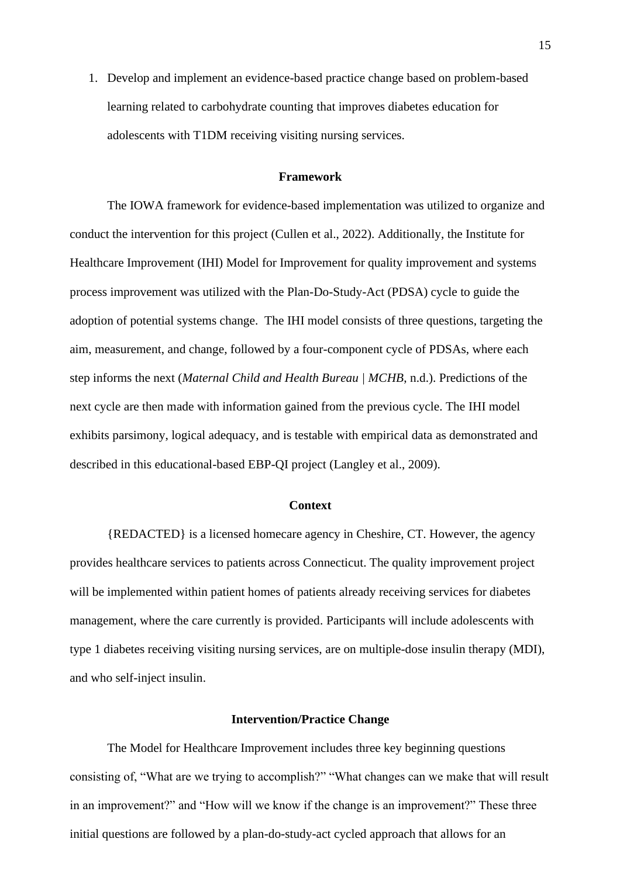1. Develop and implement an evidence-based practice change based on problem-based learning related to carbohydrate counting that improves diabetes education for adolescents with T1DM receiving visiting nursing services.

## Framework

The IOWA framework for evidence-based implementation was utilized to organize and conduct the intervention for this project (Cullen et al., 2022). Additionally, the Institute for Healthcare Improvement (IHI) Model for Improvement for quality improvement and systems process improvement was utilized with the Plan-Do-Study-Act (PDSA) cycle to guide the adoption of potential systems change. The IHI model consists of three questions, targeting the aim, measurement, and change, followed by a four-component cycle of PDSAs, where each step informs the next (*Maternal Child and Health Bureau | MCHB*, n.d.). Predictions of the next cycle are then made with information gained from the previous cycle. The IHI model exhibits parsimony, logical adequacy, and is testable with empirical data as demonstrated and described in this educational-based EBP-QI project (Langley et al., 2009).

## Context

{REDACTED} is a licensed homecare agency in Cheshire, CT. However, the agency provides healthcare services to patients across Connecticut. The quality improvement project will be implemented within patient homes of patients already receiving services for diabetes management, where the care currently is provided. Participants will include adolescents with type 1 diabetes receiving visiting nursing services, are on multiple-dose insulin therapy (MDI), and who self-inject insulin.

## Intervention/Practice Change

The Model for Healthcare Improvement includes three key beginning questions consisting of, "What are we trying to accomplish?" "What changes can we make that will result in an improvement?" and "How will we know if the change is an improvement?" These three initial questions are followed by a plan-do-study-act cycled approach that allows for an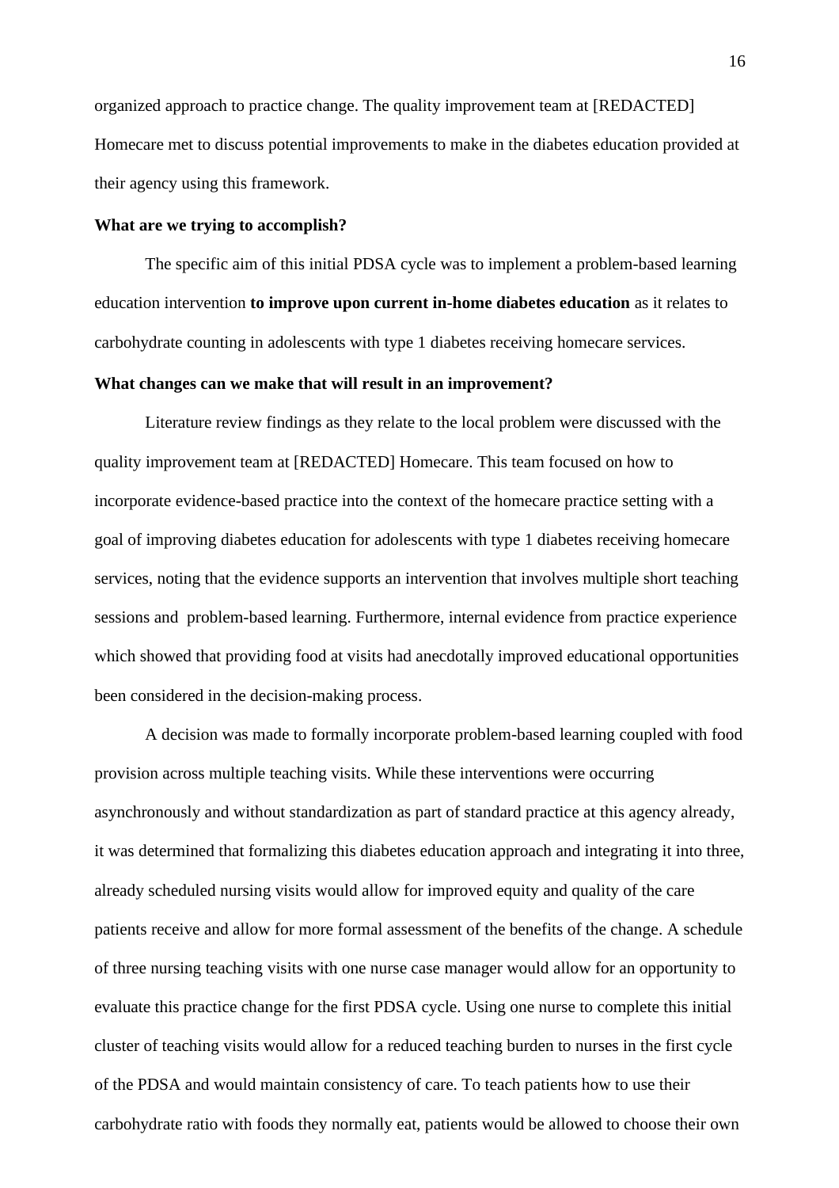organized approach to practice change. The quality improvement team at [REDACTED] Homecare met to discuss potential improvements to make in the diabetes education provided at their agency using this framework.

**What are we trying to accomplish?**

The specific aim of this initial PDSA cycle was to implement a problem-based learning education intervention **to improve upon current in-home diabetes education** as it relates to carbohydrate counting in adolescents with type 1 diabetes receiving homecare services.

**What changes can we make that will result in an improvement?**

Literature review findings as they relate to the local problem were discussed with the quality improvement team at [REDACTED] Homecare. This team focused on how to incorporate evidence-based practice into the context of the homecare practice setting with a goal of improving diabetes education for adolescents with type 1 diabetes receiving homecare services, noting that the evidence supports an intervention that involves multiple short teaching sessions and problem-based learning. Furthermore, internal evidence from practice experience which showed that providing food at visits had anecdotally improved educational opportunities been considered in the decision-making process.

A decision was made to formally incorporate problem-based learning coupled with food provision across multiple teaching visits. While these interventions were occurring asynchronously and without standardization as part of standard practice at this agency already, it was determined that formalizing this diabetes education approach and integrating it into three, already scheduled nursing visits would allow for improved equity and quality of the care patients receive and allow for more formal assessment of the benefits of the change. A schedule of three nursing teaching visits with one nurse case manager would allow for an opportunity to evaluate this practice change for the first PDSA cycle. Using one nurse to complete this initial cluster of teaching visits would allow for a reduced teaching burden to nurses in the first cycle of the PDSA and would maintain consistency of care. To teach patients how to use their carbohydrate ratio with foods they normally eat, patients would be allowed to choose their own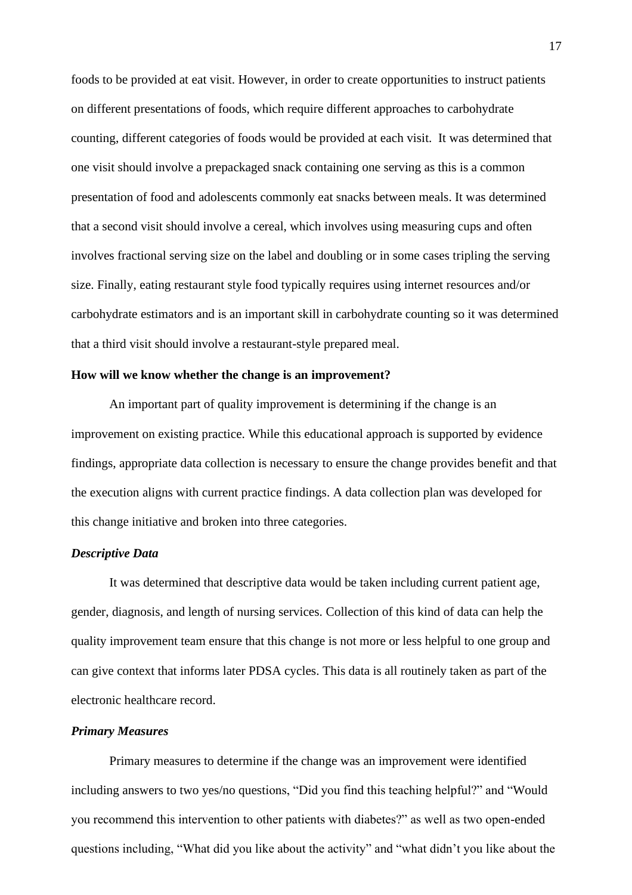foods to be provided at eat visit. However, in order to create opportunities to instruct patients on different presentations of foods, which require different approaches to carbohydrate counting, different categories of foods would be provided at each visit. It was determined that one visit should involve a prepackaged snack containing one serving as this is a common presentation of food and adolescents commonly eat snacks between meals. It was determined that a second visit should involve a cereal, which involves using measuring cups and often involves fractional serving size on the label and doubling or in some cases tripling the serving size. Finally, eating restaurant style food typically requires using internet resources and/or carbohydrate estimators and is an important skill in carbohydrate counting so it was determined that a third visit should involve a restaurant-style prepared meal.

**How will we know whether the change is an improvement?**

An important part of quality improvement is determining if the change is an improvement on existing practice. While this educational approach is supported by evidence findings, appropriate data collection is necessary to ensure the change provides benefit and that the execution aligns with current practice findings. A data collection plan was developed for this change initiative and broken into three categories.

***Descriptive Data***

It was determined that descriptive data would be taken including current patient age, gender, diagnosis, and length of nursing services. Collection of this kind of data can help the quality improvement team ensure that this change is not more or less helpful to one group and can give context that informs later PDSA cycles. This data is all routinely taken as part of the electronic healthcare record.

***Primary Measures***

Primary measures to determine if the change was an improvement were identified including answers to two yes/no questions, "Did you find this teaching helpful?" and "Would you recommend this intervention to other patients with diabetes?" as well as two open-ended questions including, "What did you like about the activity" and "what didn't you like about the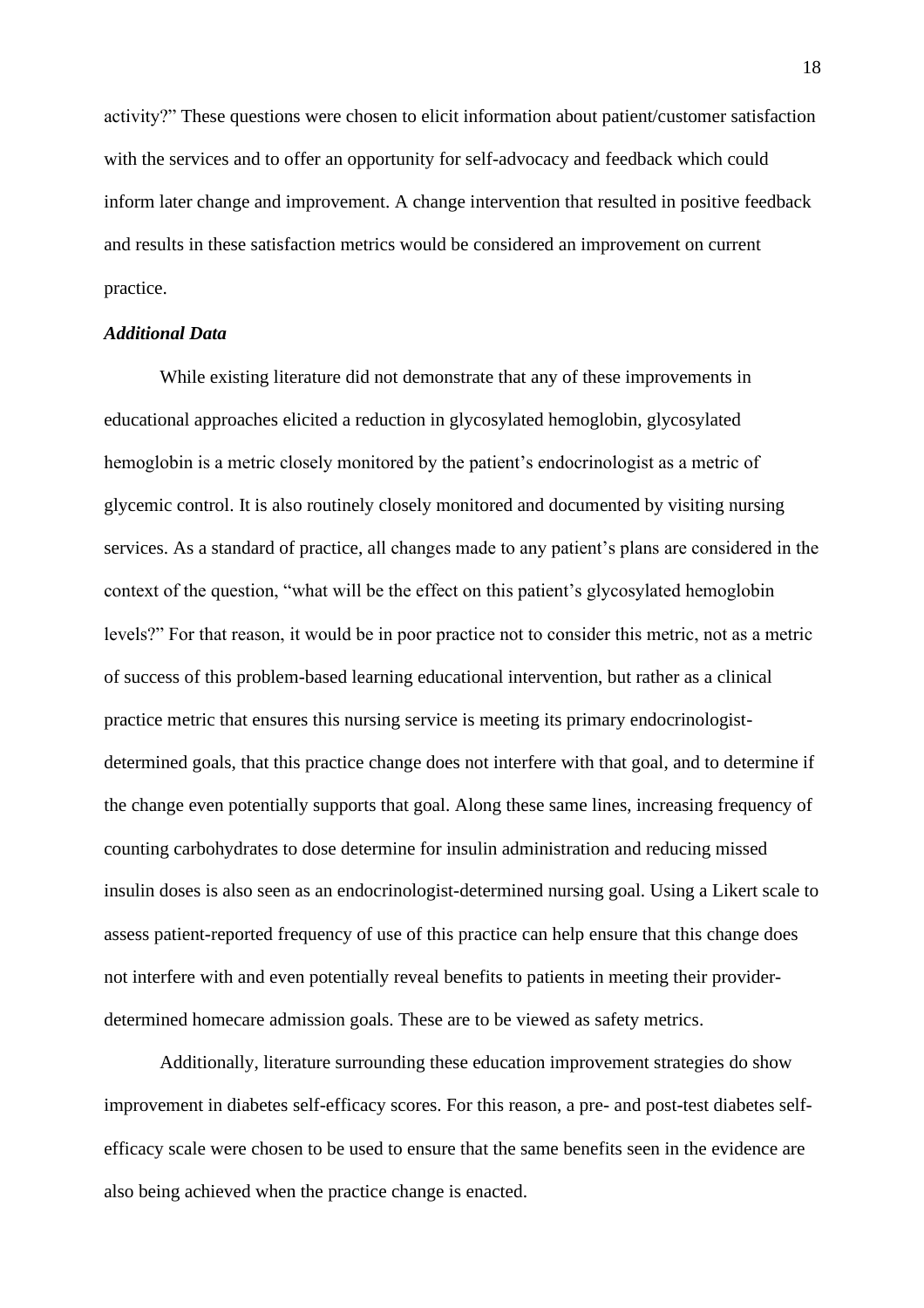activity?" These questions were chosen to elicit information about patient/customer satisfaction with the services and to offer an opportunity for self-advocacy and feedback which could inform later change and improvement. A change intervention that resulted in positive feedback and results in these satisfaction metrics would be considered an improvement on current practice.

### *Additional Data*

While existing literature did not demonstrate that any of these improvements in educational approaches elicited a reduction in glycosylated hemoglobin, glycosylated hemoglobin is a metric closely monitored by the patient's endocrinologist as a metric of glycemic control. It is also routinely closely monitored and documented by visiting nursing services. As a standard of practice, all changes made to any patient's plans are considered in the context of the question, "what will be the effect on this patient's glycosylated hemoglobin levels?" For that reason, it would be in poor practice not to consider this metric, not as a metric of success of this problem-based learning educational intervention, but rather as a clinical practice metric that ensures this nursing service is meeting its primary endocrinologist-determined goals, that this practice change does not interfere with that goal, and to determine if the change even potentially supports that goal. Along these same lines, increasing frequency of counting carbohydrates to dose determine for insulin administration and reducing missed insulin doses is also seen as an endocrinologist-determined nursing goal. Using a Likert scale to assess patient-reported frequency of use of this practice can help ensure that this change does not interfere with and even potentially reveal benefits to patients in meeting their provider-determined homecare admission goals. These are to be viewed as safety metrics.

Additionally, literature surrounding these education improvement strategies do show improvement in diabetes self-efficacy scores. For this reason, a pre- and post-test diabetes self-efficacy scale were chosen to be used to ensure that the same benefits seen in the evidence are also being achieved when the practice change is enacted.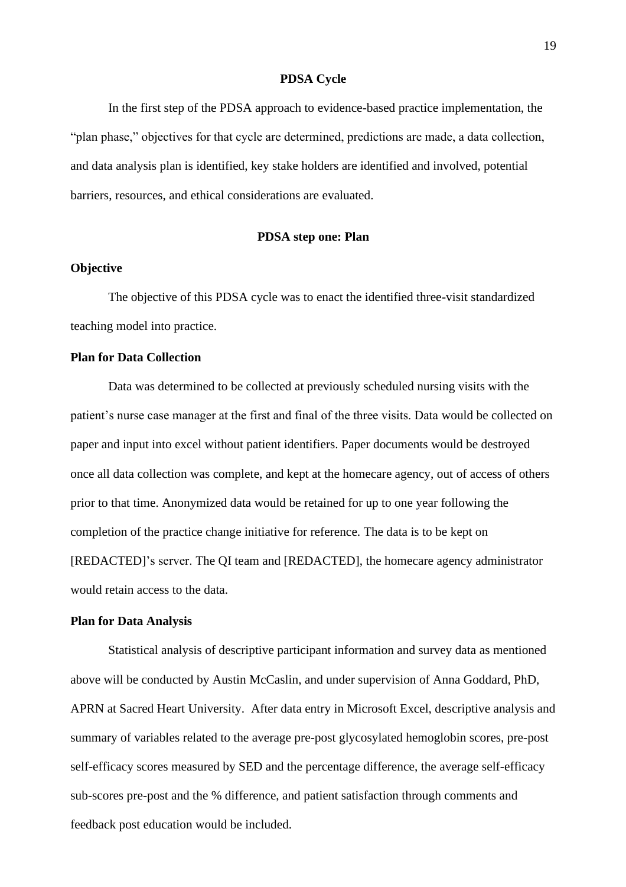## PDSA Cycle

In the first step of the PDSA approach to evidence-based practice implementation, the "plan phase," objectives for that cycle are determined, predictions are made, a data collection, and data analysis plan is identified, key stake holders are identified and involved, potential barriers, resources, and ethical considerations are evaluated.

## PDSA step one: Plan

### Objective

The objective of this PDSA cycle was to enact the identified three-visit standardized teaching model into practice.

### Plan for Data Collection

Data was determined to be collected at previously scheduled nursing visits with the patient's nurse case manager at the first and final of the three visits. Data would be collected on paper and input into excel without patient identifiers. Paper documents would be destroyed once all data collection was complete, and kept at the homecare agency, out of access of others prior to that time. Anonymized data would be retained for up to one year following the completion of the practice change initiative for reference. The data is to be kept on [REDACTED]'s server. The QI team and [REDACTED], the homecare agency administrator would retain access to the data.

### Plan for Data Analysis

Statistical analysis of descriptive participant information and survey data as mentioned above will be conducted by Austin McCaslin, and under supervision of Anna Goddard, PhD, APRN at Sacred Heart University. After data entry in Microsoft Excel, descriptive analysis and summary of variables related to the average pre-post glycosylated hemoglobin scores, pre-post self-efficacy scores measured by SED and the percentage difference, the average self-efficacy sub-scores pre-post and the % difference, and patient satisfaction through comments and feedback post education would be included.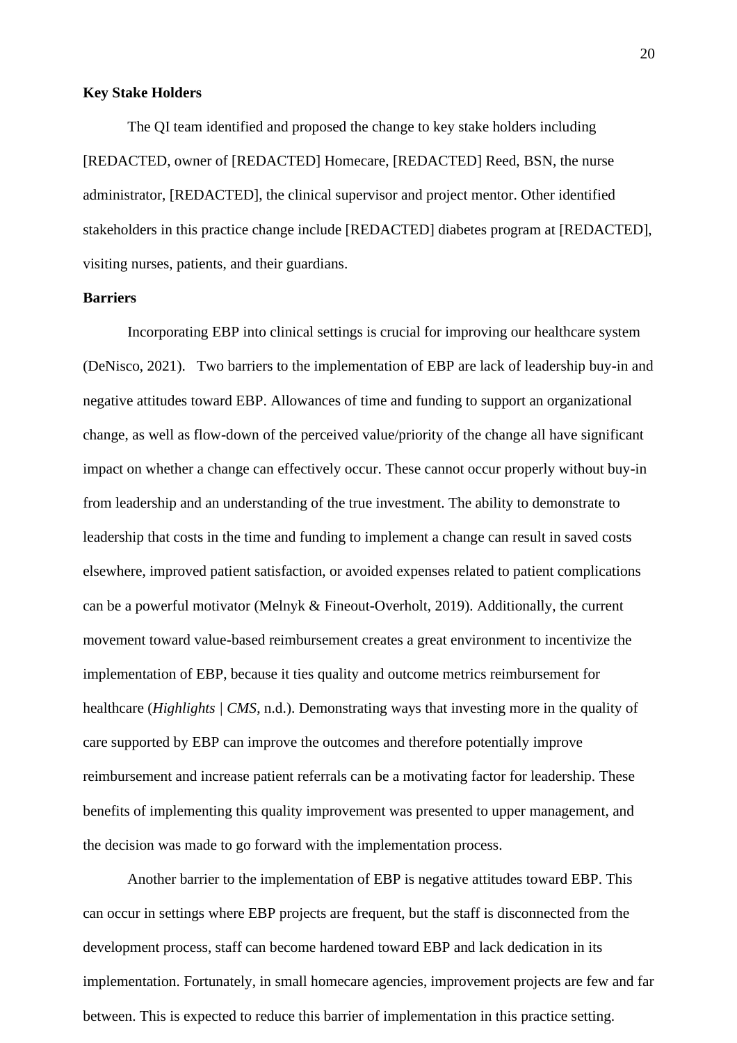**Key Stake Holders**

The QI team identified and proposed the change to key stake holders including [REDACTED, owner of [REDACTED] Homecare, [REDACTED] Reed, BSN, the nurse administrator, [REDACTED], the clinical supervisor and project mentor. Other identified stakeholders in this practice change include [REDACTED] diabetes program at [REDACTED], visiting nurses, patients, and their guardians.

**Barriers**

Incorporating EBP into clinical settings is crucial for improving our healthcare system (DeNisco, 2021). Two barriers to the implementation of EBP are lack of leadership buy-in and negative attitudes toward EBP. Allowances of time and funding to support an organizational change, as well as flow-down of the perceived value/priority of the change all have significant impact on whether a change can effectively occur. These cannot occur properly without buy-in from leadership and an understanding of the true investment. The ability to demonstrate to leadership that costs in the time and funding to implement a change can result in saved costs elsewhere, improved patient satisfaction, or avoided expenses related to patient complications can be a powerful motivator (Melnyk & Fineout-Overholt, 2019). Additionally, the current movement toward value-based reimbursement creates a great environment to incentivize the implementation of EBP, because it ties quality and outcome metrics reimbursement for healthcare (*Highlights | CMS*, n.d.). Demonstrating ways that investing more in the quality of care supported by EBP can improve the outcomes and therefore potentially improve reimbursement and increase patient referrals can be a motivating factor for leadership. These benefits of implementing this quality improvement was presented to upper management, and the decision was made to go forward with the implementation process.

Another barrier to the implementation of EBP is negative attitudes toward EBP. This can occur in settings where EBP projects are frequent, but the staff is disconnected from the development process, staff can become hardened toward EBP and lack dedication in its implementation. Fortunately, in small homecare agencies, improvement projects are few and far between. This is expected to reduce this barrier of implementation in this practice setting.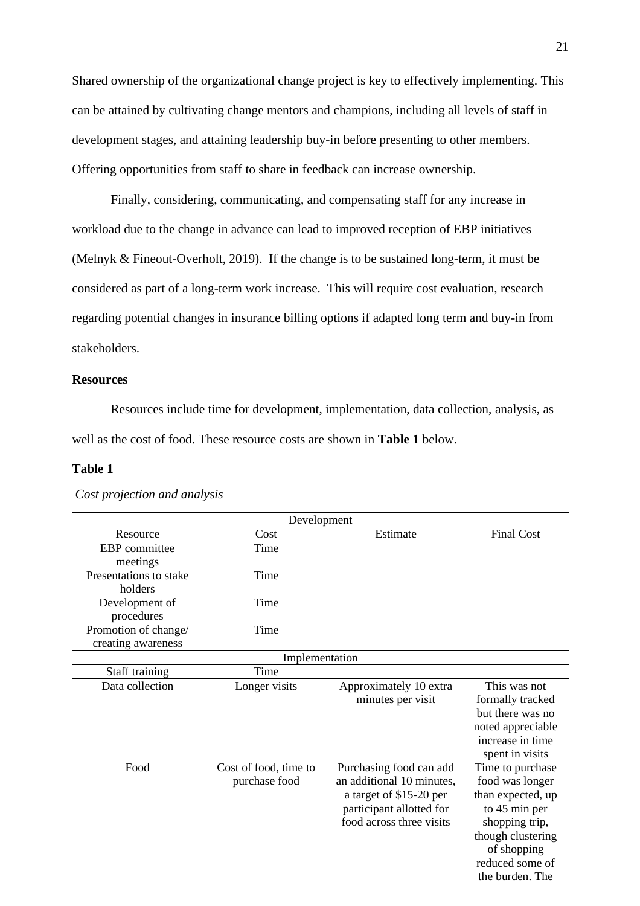Shared ownership of the organizational change project is key to effectively implementing. This can be attained by cultivating change mentors and champions, including all levels of staff in development stages, and attaining leadership buy-in before presenting to other members. Offering opportunities from staff to share in feedback can increase ownership.

Finally, considering, communicating, and compensating staff for any increase in workload due to the change in advance can lead to improved reception of EBP initiatives (Melnyk & Fineout-Overholt, 2019). If the change is to be sustained long-term, it must be considered as part of a long-term work increase. This will require cost evaluation, research regarding potential changes in insurance billing options if adapted long term and buy-in from stakeholders.

### Resources

Resources include time for development, implementation, data collection, analysis, as well as the cost of food. These resource costs are shown in **Table 1** below.

**Table 1**

*Cost projection and analysis*

| Resource | Cost | Estimate | Final Cost |
|---|---|---|---|
| Development | | | |
| EBP committee meetings | Time | | |
| Presentations to stake holders | Time | | |
| Development of procedures | Time | | |
| Promotion of change/ creating awareness | Time | | |
| Implementation | | | |
| Staff training | Time | | |
| Data collection | Longer visits | Approximately 10 extra minutes per visit | This was not formally tracked but there was no noted appreciable increase in time spent in visits |
| Food | Cost of food, time to purchase food | Purchasing food can add an additional 10 minutes, a target of $15-20 per participant allotted for food across three visits | Time to purchase food was longer than expected, up to 45 min per shopping trip, though clustering of shopping reduced some of the burden. The |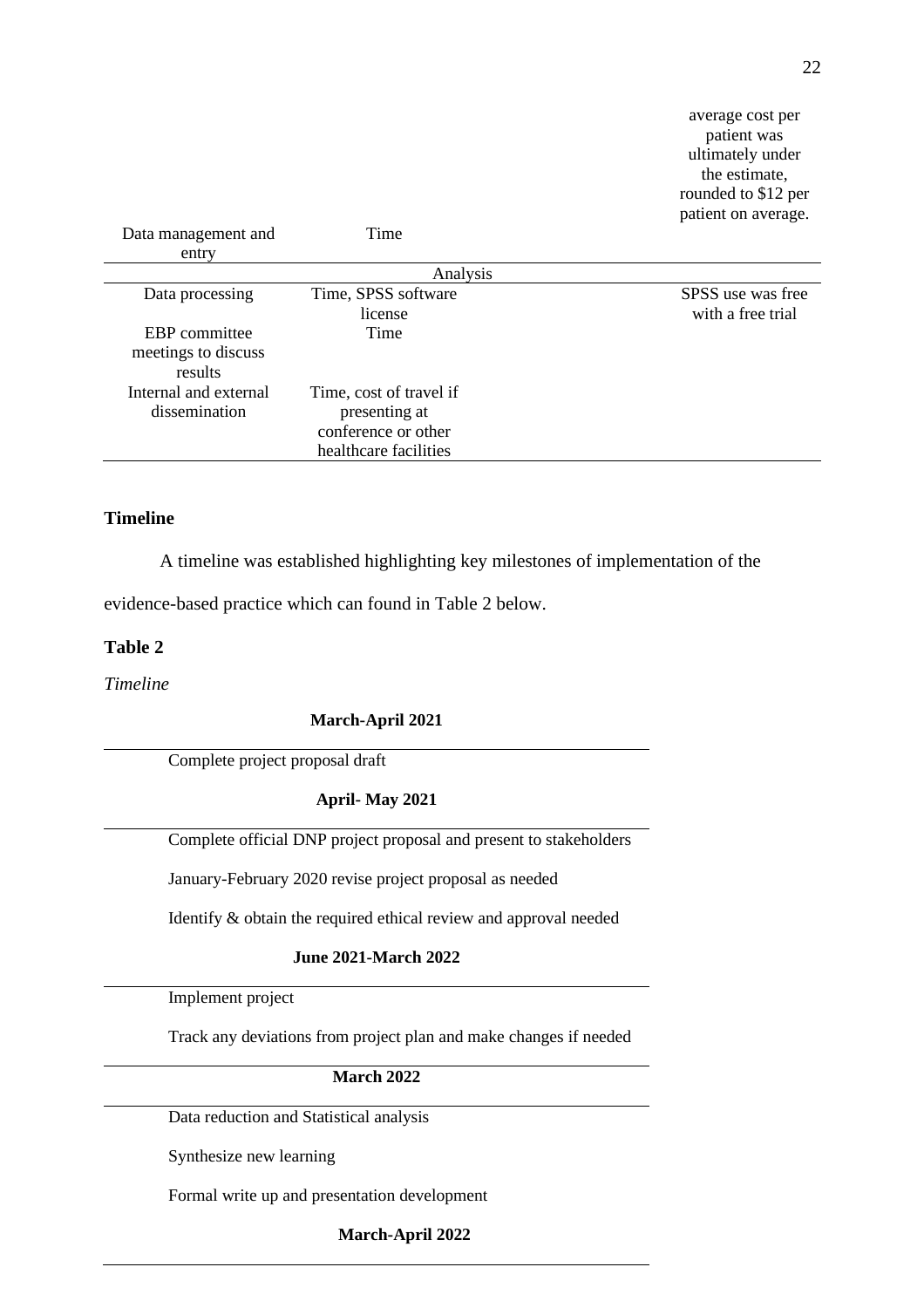| | | | |
|---|---|---|---|
| | | | average cost per patient was ultimately under the estimate, rounded to $12 per patient on average. |
| Data management and entry | Time | | |
| Analysis | | | |
| Data processing | Time, SPSS software license | | SPSS use was free with a free trial |
| EBP committee meetings to discuss results | Time | | |
| Internal and external dissemination | Time, cost of travel if presenting at conference or other healthcare facilities | | |

## Timeline

A timeline was established highlighting key milestones of implementation of the evidence-based practice which can found in Table 2 below.

**Table 2**

*Timeline*

| **March-April 2021** |
|---|
| Complete project proposal draft |
| **April- May 2021** |
| Complete official DNP project proposal and present to stakeholders |
| January-February 2020 revise project proposal as needed |
| Identify & obtain the required ethical review and approval needed |
| **June 2021-March 2022** |
| Implement project |
| Track any deviations from project plan and make changes if needed |
| **March 2022** |
| Data reduction and Statistical analysis |
| Synthesize new learning |
| Formal write up and presentation development |
| **March-April 2022** |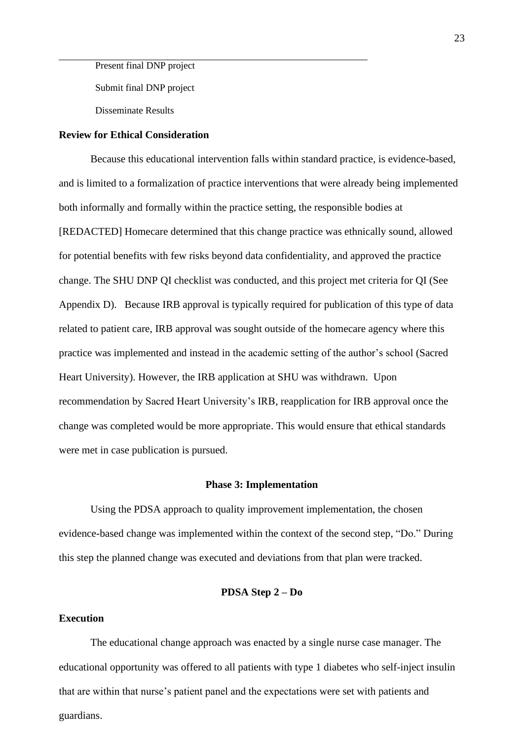Present final DNP project

Submit final DNP project

Disseminate Results

**Review for Ethical Consideration**

Because this educational intervention falls within standard practice, is evidence-based, and is limited to a formalization of practice interventions that were already being implemented both informally and formally within the practice setting, the responsible bodies at [REDACTED] Homecare determined that this change practice was ethnically sound, allowed for potential benefits with few risks beyond data confidentiality, and approved the practice change. The SHU DNP QI checklist was conducted, and this project met criteria for QI (See Appendix D). Because IRB approval is typically required for publication of this type of data related to patient care, IRB approval was sought outside of the homecare agency where this practice was implemented and instead in the academic setting of the author's school (Sacred Heart University). However, the IRB application at SHU was withdrawn. Upon recommendation by Sacred Heart University's IRB, reapplication for IRB approval once the change was completed would be more appropriate. This would ensure that ethical standards were met in case publication is pursued.

## Phase 3: Implementation

Using the PDSA approach to quality improvement implementation, the chosen evidence-based change was implemented within the context of the second step, "Do." During this step the planned change was executed and deviations from that plan were tracked.

### PDSA Step 2 – Do

**Execution**

The educational change approach was enacted by a single nurse case manager. The educational opportunity was offered to all patients with type 1 diabetes who self-inject insulin that are within that nurse's patient panel and the expectations were set with patients and guardians.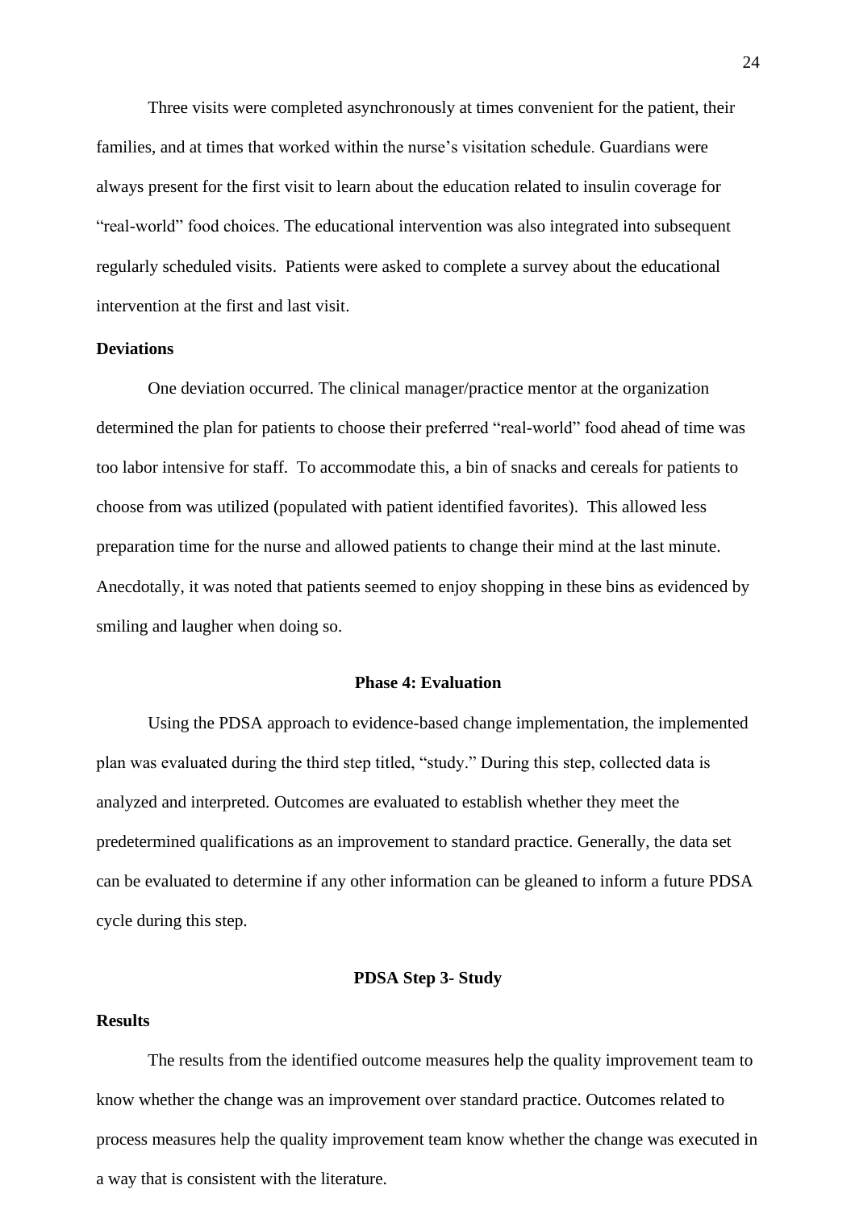Three visits were completed asynchronously at times convenient for the patient, their families, and at times that worked within the nurse's visitation schedule. Guardians were always present for the first visit to learn about the education related to insulin coverage for "real-world" food choices. The educational intervention was also integrated into subsequent regularly scheduled visits. Patients were asked to complete a survey about the educational intervention at the first and last visit.

**Deviations**

One deviation occurred. The clinical manager/practice mentor at the organization determined the plan for patients to choose their preferred "real-world" food ahead of time was too labor intensive for staff. To accommodate this, a bin of snacks and cereals for patients to choose from was utilized (populated with patient identified favorites). This allowed less preparation time for the nurse and allowed patients to change their mind at the last minute. Anecdotally, it was noted that patients seemed to enjoy shopping in these bins as evidenced by smiling and laughter when doing so.

## Phase 4: Evaluation

Using the PDSA approach to evidence-based change implementation, the implemented plan was evaluated during the third step titled, "study." During this step, collected data is analyzed and interpreted. Outcomes are evaluated to establish whether they meet the predetermined qualifications as an improvement to standard practice. Generally, the data set can be evaluated to determine if any other information can be gleaned to inform a future PDSA cycle during this step.

## PDSA Step 3- Study

**Results**

The results from the identified outcome measures help the quality improvement team to know whether the change was an improvement over standard practice. Outcomes related to process measures help the quality improvement team know whether the change was executed in a way that is consistent with the literature.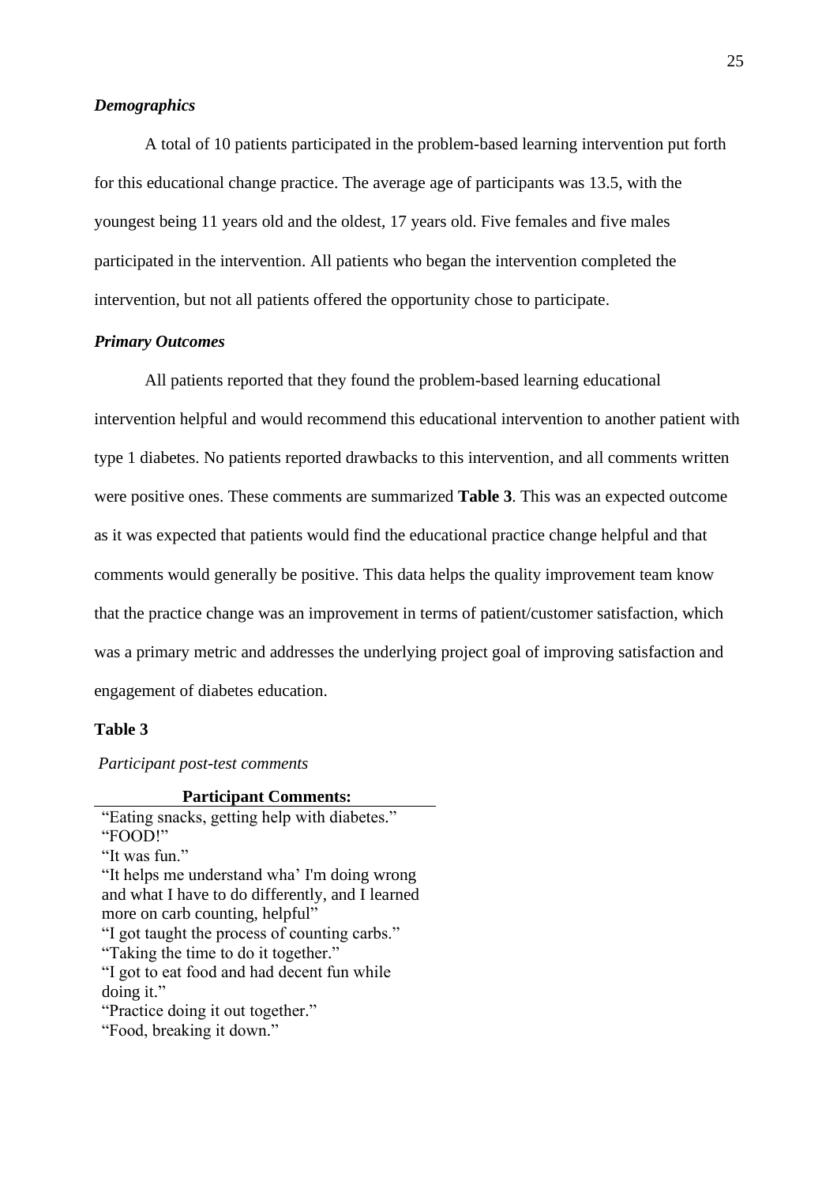### *Demographics*

A total of 10 patients participated in the problem-based learning intervention put forth for this educational change practice. The average age of participants was 13.5, with the youngest being 11 years old and the oldest, 17 years old. Five females and five males participated in the intervention. All patients who began the intervention completed the intervention, but not all patients offered the opportunity chose to participate.

### *Primary Outcomes*

All patients reported that they found the problem-based learning educational intervention helpful and would recommend this educational intervention to another patient with type 1 diabetes. No patients reported drawbacks to this intervention, and all comments written were positive ones. These comments are summarized **Table 3**. This was an expected outcome as it was expected that patients would find the educational practice change helpful and that comments would generally be positive. This data helps the quality improvement team know that the practice change was an improvement in terms of patient/customer satisfaction, which was a primary metric and addresses the underlying project goal of improving satisfaction and engagement of diabetes education.

**Table 3**

*Participant post-test comments*

| **Participant Comments:** |
|---|
| "Eating snacks, getting help with diabetes." |
| "FOOD!" |
| "It was fun." |
| "It helps me understand wha' I'm doing wrong and what I have to do differently, and I learned more on carb counting, helpful" |
| "I got taught the process of counting carbs." |
| "Taking the time to do it together." |
| "I got to eat food and had decent fun while doing it." |
| "Practice doing it out together." |
| "Food, breaking it down." |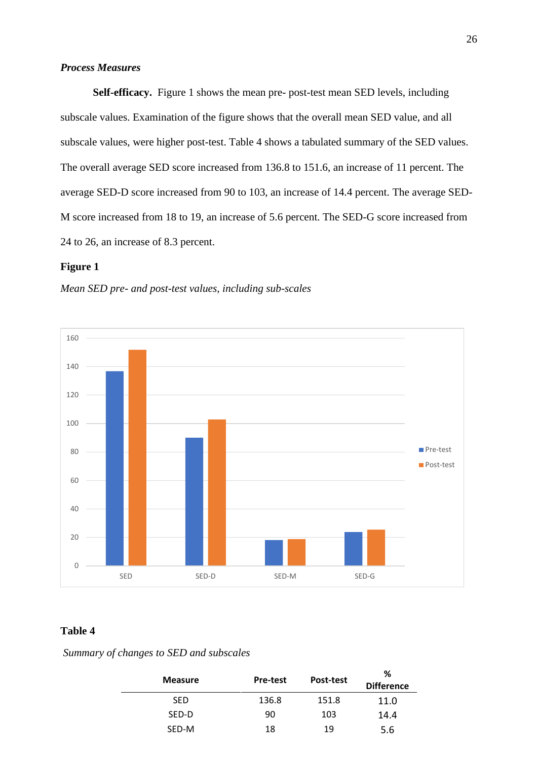*Process Measures*

**Self-efficacy.** Figure 1 shows the mean pre- post-test mean SED levels, including subscale values. Examination of the figure shows that the overall mean SED value, and all subscale values, were higher post-test. Table 4 shows a tabulated summary of the SED values. The overall average SED score increased from 136.8 to 151.6, an increase of 11 percent. The average SED-D score increased from 90 to 103, an increase of 14.4 percent. The average SED-M score increased from 18 to 19, an increase of 5.6 percent. The SED-G score increased from 24 to 26, an increase of 8.3 percent.

**Figure 1**

*Mean SED pre- and post-test values, including sub-scales*

160
140
120
100
80
60
40
20
0

SED
SED-D
SED-M
SED-G

Pre-test
Post-test

**Table 4**

*Summary of changes to SED and subscales*

| Measure | Pre-test | Post-test | % Difference |
|---|---|---|---|
| SED | 136.8 | 151.8 | 11.0 |
| SED-D | 90 | 103 | 14.4 |
| SED-M | 18 | 19 | 5.6 |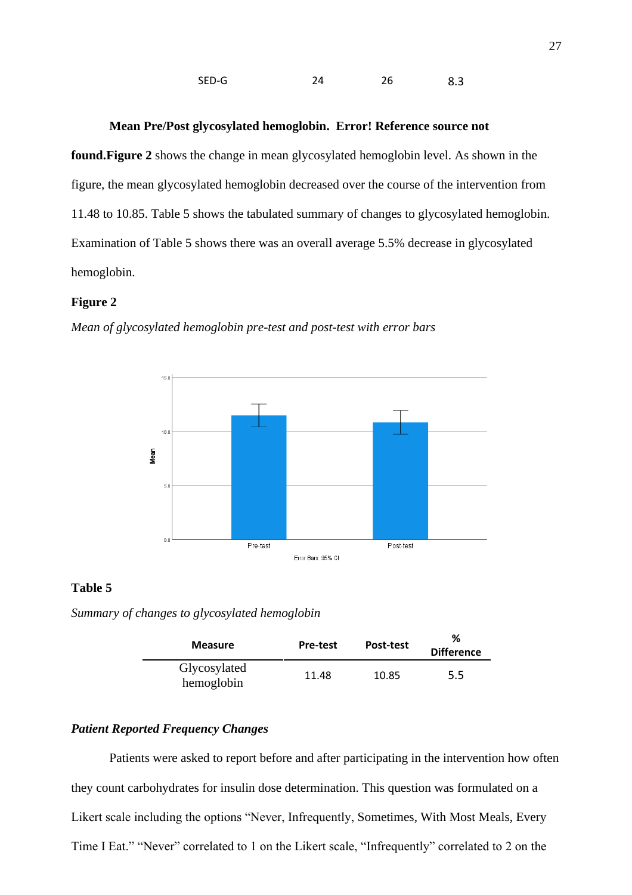| SED-G | 24 | 26 | 8.3 |
|---|---|---|---|

**Mean Pre/Post glycosylated hemoglobin. Error! Reference source not found.Figure 2** shows the change in mean glycosylated hemoglobin level. As shown in the figure, the mean glycosylated hemoglobin decreased over the course of the intervention from 11.48 to 10.85. Table 5 shows the tabulated summary of changes to glycosylated hemoglobin. Examination of Table 5 shows there was an overall average 5.5% decrease in glycosylated hemoglobin.

**Figure 2**

*Mean of glycosylated hemoglobin pre-test and post-test with error bars*

**Table 5**

*Summary of changes to glycosylated hemoglobin*

| Measure | Pre-test | Post-test | % Difference |
|---|---|---|---|
| Glycosylated hemoglobin | 11.48 | 10.85 | 5.5 |

### *Patient Reported Frequency Changes*

Patients were asked to report before and after participating in the intervention how often they count carbohydrates for insulin dose determination. This question was formulated on a Likert scale including the options "Never, Infrequently, Sometimes, With Most Meals, Every Time I Eat." "Never" correlated to 1 on the Likert scale, "Infrequently" correlated to 2 on the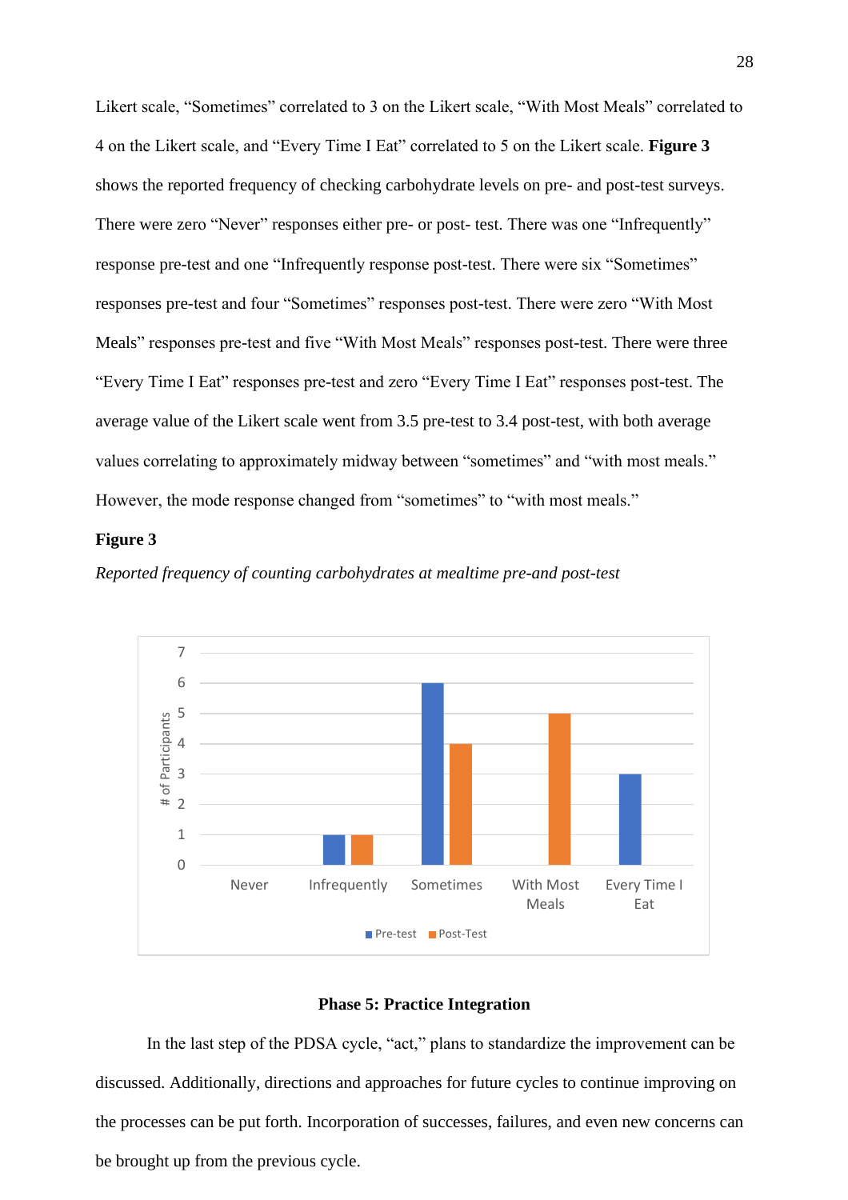Likert scale, “Sometimes” correlated to 3 on the Likert scale, “With Most Meals” correlated to 4 on the Likert scale, and “Every Time I Eat” correlated to 5 on the Likert scale. **Figure 3** shows the reported frequency of checking carbohydrate levels on pre- and post-test surveys. There were zero “Never” responses either pre- or post- test. There was one “Infrequently” response pre-test and one “Infrequently response post-test. There were six “Sometimes” responses pre-test and four “Sometimes” responses post-test. There were zero “With Most Meals” responses pre-test and five “With Most Meals” responses post-test. There were three “Every Time I Eat” responses pre-test and zero “Every Time I Eat” responses post-test. The average value of the Likert scale went from 3.5 pre-test to 3.4 post-test, with both average values correlating to approximately midway between “sometimes” and “with most meals.” However, the mode response changed from “sometimes” to “with most meals.”

**Figure 3**

*Reported frequency of counting carbohydrates at mealtime pre-and post-test*

7
6
5
4
3
2
1
0
# of Participants
Never
Infrequently
Sometimes
With Most Meals
Every Time I Eat
Pre-test
Post-Test

## Phase 5: Practice Integration

In the last step of the PDSA cycle, “act,” plans to standardize the improvement can be discussed. Additionally, directions and approaches for future cycles to continue improving on the processes can be put forth. Incorporation of successes, failures, and even new concerns can be brought up from the previous cycle.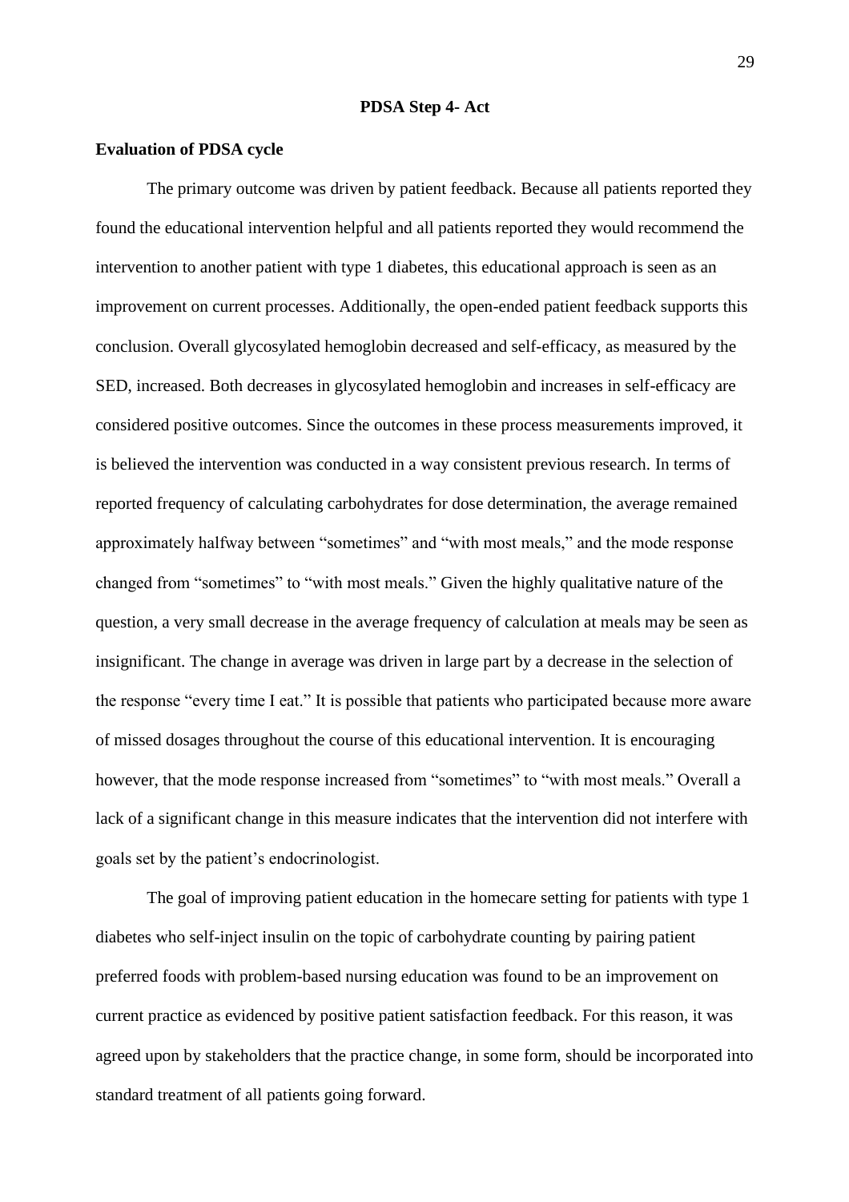## PDSA Step 4- Act

### Evaluation of PDSA cycle

The primary outcome was driven by patient feedback. Because all patients reported they found the educational intervention helpful and all patients reported they would recommend the intervention to another patient with type 1 diabetes, this educational approach is seen as an improvement on current processes. Additionally, the open-ended patient feedback supports this conclusion. Overall glycosylated hemoglobin decreased and self-efficacy, as measured by the SED, increased. Both decreases in glycosylated hemoglobin and increases in self-efficacy are considered positive outcomes. Since the outcomes in these process measurements improved, it is believed the intervention was conducted in a way consistent previous research. In terms of reported frequency of calculating carbohydrates for dose determination, the average remained approximately halfway between "sometimes" and "with most meals," and the mode response changed from "sometimes" to "with most meals." Given the highly qualitative nature of the question, a very small decrease in the average frequency of calculation at meals may be seen as insignificant. The change in average was driven in large part by a decrease in the selection of the response "every time I eat." It is possible that patients who participated because more aware of missed dosages throughout the course of this educational intervention. It is encouraging however, that the mode response increased from "sometimes" to "with most meals." Overall a lack of a significant change in this measure indicates that the intervention did not interfere with goals set by the patient's endocrinologist.

The goal of improving patient education in the homecare setting for patients with type 1 diabetes who self-inject insulin on the topic of carbohydrate counting by pairing patient preferred foods with problem-based nursing education was found to be an improvement on current practice as evidenced by positive patient satisfaction feedback. For this reason, it was agreed upon by stakeholders that the practice change, in some form, should be incorporated into standard treatment of all patients going forward.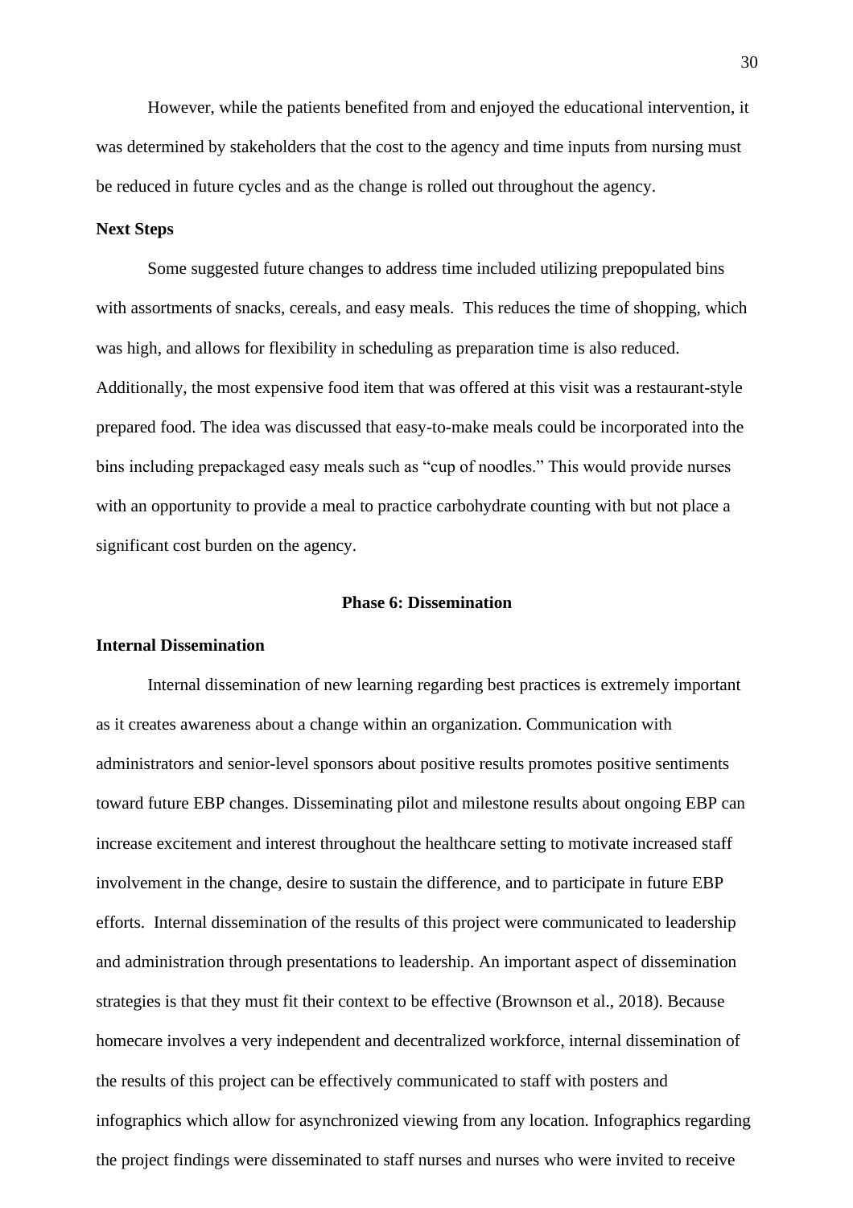However, while the patients benefited from and enjoyed the educational intervention, it was determined by stakeholders that the cost to the agency and time inputs from nursing must be reduced in future cycles and as the change is rolled out throughout the agency.

### Next Steps

Some suggested future changes to address time included utilizing prepopulated bins with assortments of snacks, cereals, and easy meals. This reduces the time of shopping, which was high, and allows for flexibility in scheduling as preparation time is also reduced. Additionally, the most expensive food item that was offered at this visit was a restaurant-style prepared food. The idea was discussed that easy-to-make meals could be incorporated into the bins including prepackaged easy meals such as "cup of noodles." This would provide nurses with an opportunity to provide a meal to practice carbohydrate counting with but not place a significant cost burden on the agency.

## Phase 6: Dissemination

### Internal Dissemination

Internal dissemination of new learning regarding best practices is extremely important as it creates awareness about a change within an organization. Communication with administrators and senior-level sponsors about positive results promotes positive sentiments toward future EBP changes. Disseminating pilot and milestone results about ongoing EBP can increase excitement and interest throughout the healthcare setting to motivate increased staff involvement in the change, desire to sustain the difference, and to participate in future EBP efforts. Internal dissemination of the results of this project were communicated to leadership and administration through presentations to leadership. An important aspect of dissemination strategies is that they must fit their context to be effective (Brownson et al., 2018). Because homecare involves a very independent and decentralized workforce, internal dissemination of the results of this project can be effectively communicated to staff with posters and infographics which allow for asynchronized viewing from any location. Infographics regarding the project findings were disseminated to staff nurses and nurses who were invited to receive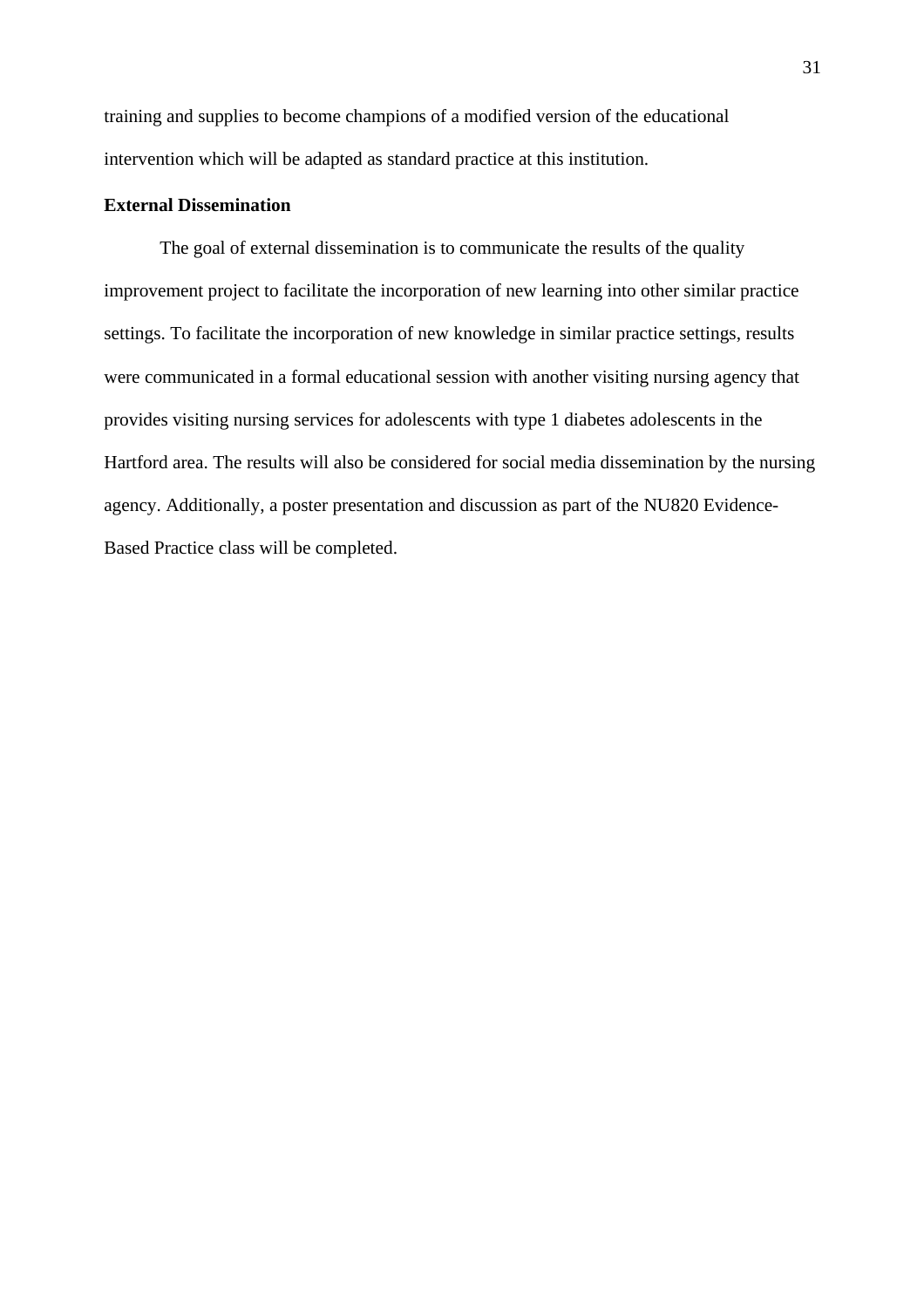training and supplies to become champions of a modified version of the educational intervention which will be adapted as standard practice at this institution.

**External Dissemination**

The goal of external dissemination is to communicate the results of the quality improvement project to facilitate the incorporation of new learning into other similar practice settings. To facilitate the incorporation of new knowledge in similar practice settings, results were communicated in a formal educational session with another visiting nursing agency that provides visiting nursing services for adolescents with type 1 diabetes adolescents in the Hartford area. The results will also be considered for social media dissemination by the nursing agency. Additionally, a poster presentation and discussion as part of the NU820 Evidence-Based Practice class will be completed.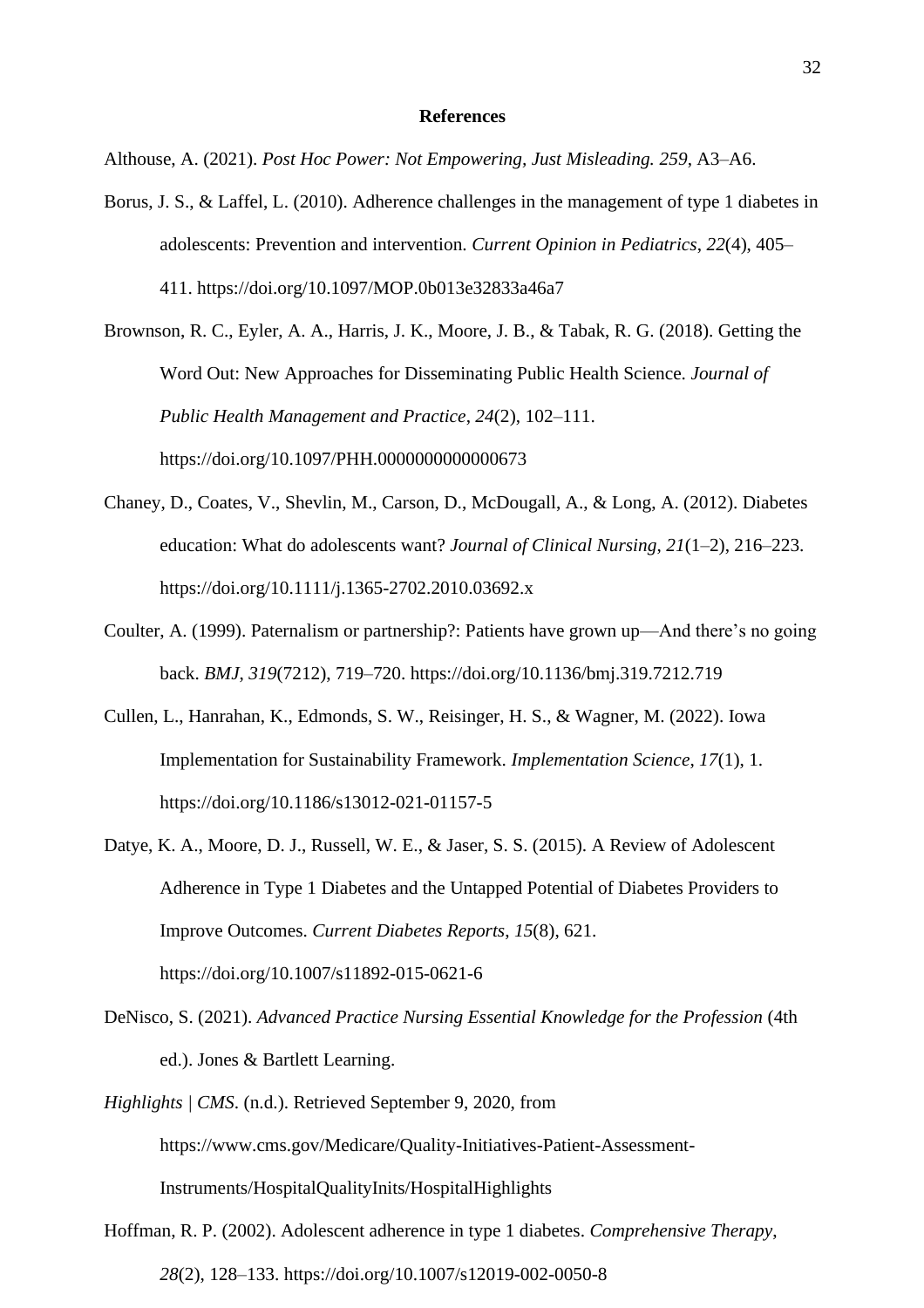# References

Althouse, A. (2021). *Post Hoc Power: Not Empowering, Just Misleading. 259*, A3–A6.

Borus, J. S., & Laffel, L. (2010). Adherence challenges in the management of type 1 diabetes in adolescents: Prevention and intervention. *Current Opinion in Pediatrics*, *22*(4), 405–411. https://doi.org/10.1097/MOP.0b013e32833a46a7

Brownson, R. C., Eyler, A. A., Harris, J. K., Moore, J. B., & Tabak, R. G. (2018). Getting the Word Out: New Approaches for Disseminating Public Health Science. *Journal of Public Health Management and Practice*, *24*(2), 102–111. https://doi.org/10.1097/PHH.0000000000000673

Chaney, D., Coates, V., Shevlin, M., Carson, D., McDougall, A., & Long, A. (2012). Diabetes education: What do adolescents want? *Journal of Clinical Nursing*, *21*(1–2), 216–223. https://doi.org/10.1111/j.1365-2702.2010.03692.x

Coulter, A. (1999). Paternalism or partnership?: Patients have grown up—And there's no going back. *BMJ*, *319*(7212), 719–720. https://doi.org/10.1136/bmj.319.7212.719

Cullen, L., Hanrahan, K., Edmonds, S. W., Reisinger, H. S., & Wagner, M. (2022). Iowa Implementation for Sustainability Framework. *Implementation Science*, *17*(1), 1. https://doi.org/10.1186/s13012-021-01157-5

Datye, K. A., Moore, D. J., Russell, W. E., & Jaser, S. S. (2015). A Review of Adolescent Adherence in Type 1 Diabetes and the Untapped Potential of Diabetes Providers to Improve Outcomes. *Current Diabetes Reports*, *15*(8), 621. https://doi.org/10.1007/s11892-015-0621-6

DeNisco, S. (2021). *Advanced Practice Nursing Essential Knowledge for the Profession* (4th ed.). Jones & Bartlett Learning.

*Highlights | CMS*. (n.d.). Retrieved September 9, 2020, from https://www.cms.gov/Medicare/Quality-Initiatives-Patient-Assessment-Instruments/HospitalQualityInits/HospitalHighlights

Hoffman, R. P. (2002). Adolescent adherence in type 1 diabetes. *Comprehensive Therapy*, *28*(2), 128–133. https://doi.org/10.1007/s12019-002-0050-8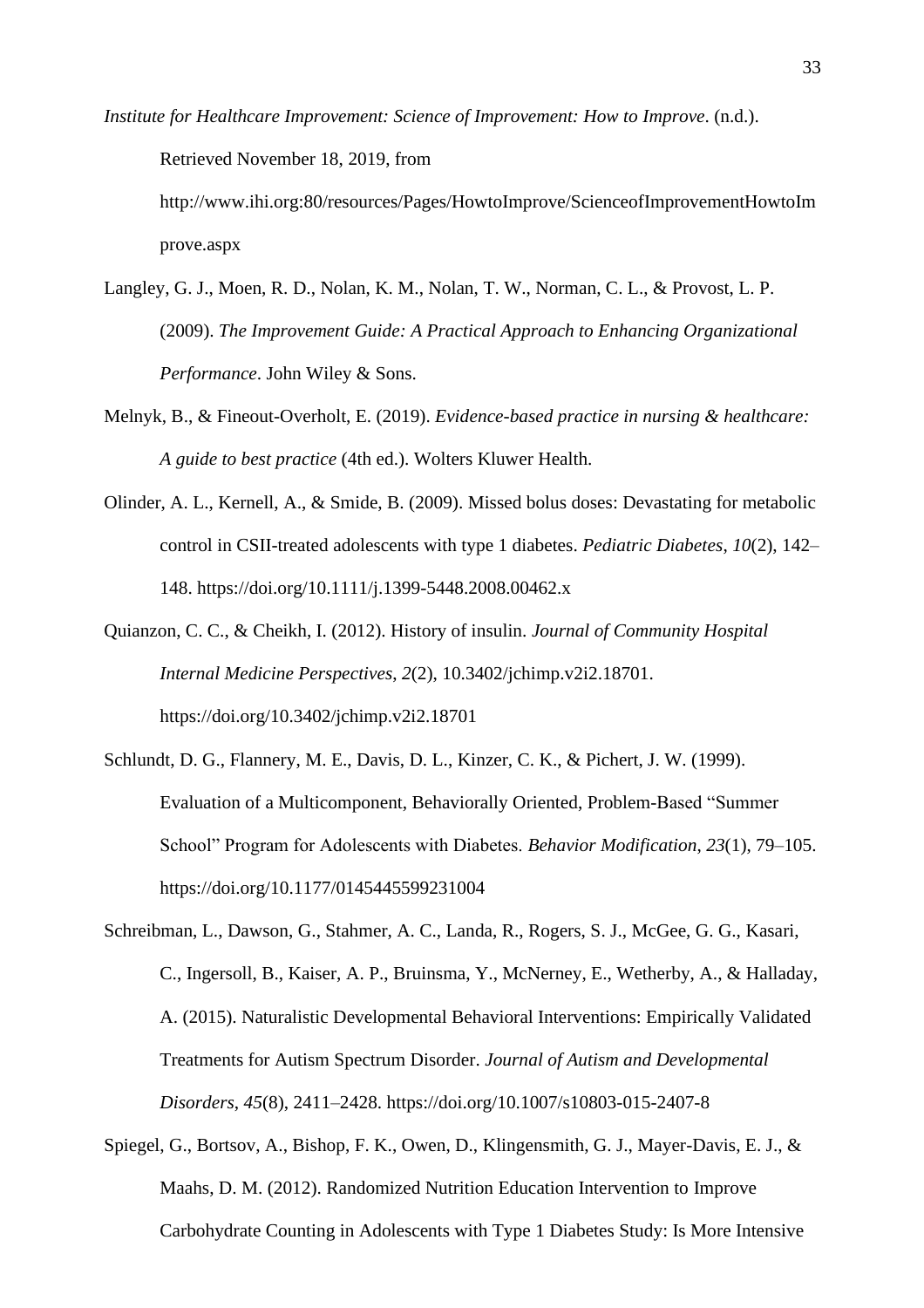*Institute for Healthcare Improvement: Science of Improvement: How to Improve*. (n.d.). Retrieved November 18, 2019, from http://www.ihi.org:80/resources/Pages/HowtoImprove/ScienceofImprovementHowtoImprove.aspx

Langley, G. J., Moen, R. D., Nolan, K. M., Nolan, T. W., Norman, C. L., & Provost, L. P. (2009). *The Improvement Guide: A Practical Approach to Enhancing Organizational Performance*. John Wiley & Sons.

Melnyk, B., & Fineout-Overholt, E. (2019). *Evidence-based practice in nursing & healthcare: A guide to best practice* (4th ed.). Wolters Kluwer Health.

Olinder, A. L., Kernell, A., & Smide, B. (2009). Missed bolus doses: Devastating for metabolic control in CSII-treated adolescents with type 1 diabetes. *Pediatric Diabetes*, *10*(2), 142–148. https://doi.org/10.1111/j.1399-5448.2008.00462.x

Quianzon, C. C., & Cheikh, I. (2012). History of insulin. *Journal of Community Hospital Internal Medicine Perspectives*, *2*(2), 10.3402/jchimp.v2i2.18701. https://doi.org/10.3402/jchimp.v2i2.18701

Schlundt, D. G., Flannery, M. E., Davis, D. L., Kinzer, C. K., & Pichert, J. W. (1999). Evaluation of a Multicomponent, Behaviorally Oriented, Problem-Based "Summer School" Program for Adolescents with Diabetes. *Behavior Modification*, *23*(1), 79–105. https://doi.org/10.1177/0145445599231004

Schreibman, L., Dawson, G., Stahmer, A. C., Landa, R., Rogers, S. J., McGee, G. G., Kasari, C., Ingersoll, B., Kaiser, A. P., Bruinsma, Y., McNerney, E., Wetherby, A., & Halladay, A. (2015). Naturalistic Developmental Behavioral Interventions: Empirically Validated Treatments for Autism Spectrum Disorder. *Journal of Autism and Developmental Disorders*, *45*(8), 2411–2428. https://doi.org/10.1007/s10803-015-2407-8

Spiegel, G., Bortsov, A., Bishop, F. K., Owen, D., Klingensmith, G. J., Mayer-Davis, E. J., & Maahs, D. M. (2012). Randomized Nutrition Education Intervention to Improve Carbohydrate Counting in Adolescents with Type 1 Diabetes Study: Is More Intensive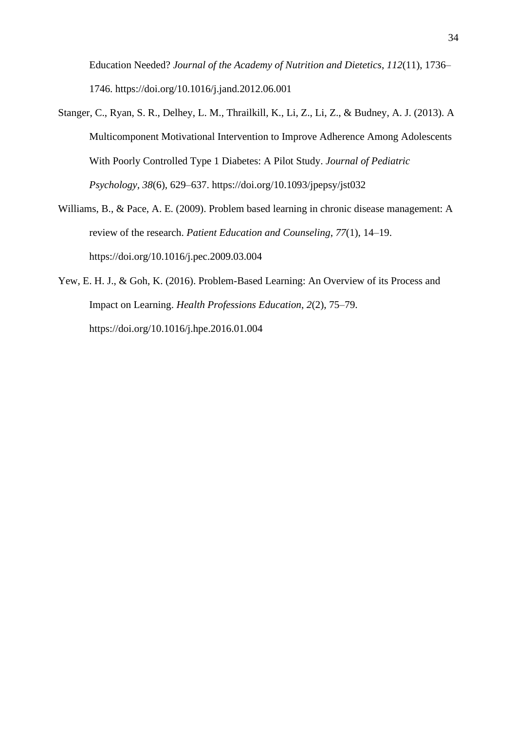Education Needed? *Journal of the Academy of Nutrition and Dietetics*, *112*(11), 1736–1746. https://doi.org/10.1016/j.jand.2012.06.001

Stanger, C., Ryan, S. R., Delhey, L. M., Thrailkill, K., Li, Z., Li, Z., & Budney, A. J. (2013). A Multicomponent Motivational Intervention to Improve Adherence Among Adolescents With Poorly Controlled Type 1 Diabetes: A Pilot Study. *Journal of Pediatric Psychology*, *38*(6), 629–637. https://doi.org/10.1093/jpepsy/jst032

Williams, B., & Pace, A. E. (2009). Problem based learning in chronic disease management: A review of the research. *Patient Education and Counseling*, *77*(1), 14–19. https://doi.org/10.1016/j.pec.2009.03.004

Yew, E. H. J., & Goh, K. (2016). Problem-Based Learning: An Overview of its Process and Impact on Learning. *Health Professions Education*, *2*(2), 75–79. https://doi.org/10.1016/j.hpe.2016.01.004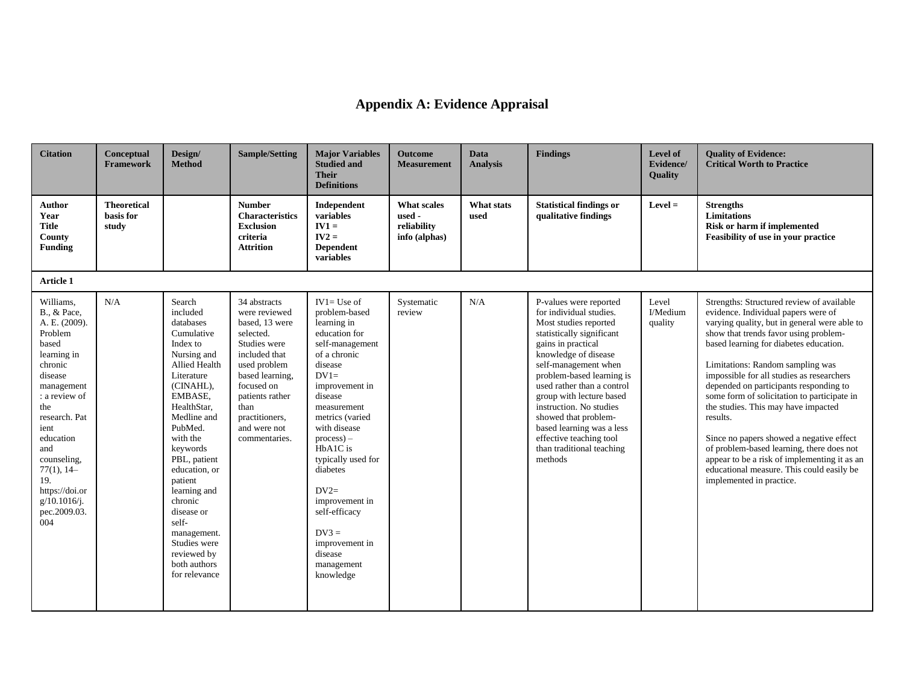# Appendix A: Evidence Appraisal

| Citation | Conceptual Framework | Design/ Method | Sample/Setting | Major Variables Studied and Their Definitions | Outcome Measurement | Data Analysis | Findings | Level of Evidence/ Quality | Quality of Evidence: Critical Worth to Practice |
|---|---|---|---|---|---|---|---|---|---|
| **Author Year Title County Funding** | **Theoretical basis for study** | | **Number Characteristics Exclusion criteria Attrition** | **Independent variables IV1 = IV2 = Dependent variables** | **What scales used - reliability info (alphas)** | **What stats used** | **Statistical findings or qualitative findings** | **Level =** | **Strengths Limitations Risk or harm if implemented Feasibility of use in your practice** |
| **Article 1** | | | | | | | | | |
| Williams, B., & Pace, A. E. (2009). Problem based learning in chronic disease management: a review of the research. Patient education and counseling, 77(1), 14–19. https://doi.org/10.1016/j.pec.2009.03.004 | N/A | Search included databases Cumulative Index to Nursing and Allied Health Literature (CINAHL), EMBASE, HealthStar, Medline and PubMed. with the keywords PBL, patient education, or patient learning and chronic disease or self-management. Studies were reviewed by both authors for relevance | 34 abstracts were reviewed based, 13 were selected. Studies were included that used problem based learning, focused on patients rather than practitioners, and were not commentaries. | IV1= Use of problem-based learning in education for self-management of a chronic disease<br>DV1= improvement in disease measurement metrics (varied with disease process) – HbA1C is typically used for diabetes<br><br>DV2= improvement in self-efficacy<br><br>DV3 = improvement in disease management knowledge | Systematic review | N/A | P-values were reported for individual studies. Most studies reported statistically significant gains in practical knowledge of disease self-management when problem-based learning is used rather than a control group with lecture based instruction. No studies showed that problem-based learning was a less effective teaching tool than traditional teaching methods | Level I/Medium quality | Strengths: Structured review of available evidence. Individual papers were of varying quality, but in general were able to show that trends favor using problem-based learning for diabetes education.<br><br>Limitations: Random sampling was impossible for all studies as researchers depended on participants responding to some form of solicitation to participate in the studies. This may have impacted results.<br><br>Since no papers showed a negative effect of problem-based learning, there does not appear to be a risk of implementing it as an educational measure. This could easily be implemented in practice. |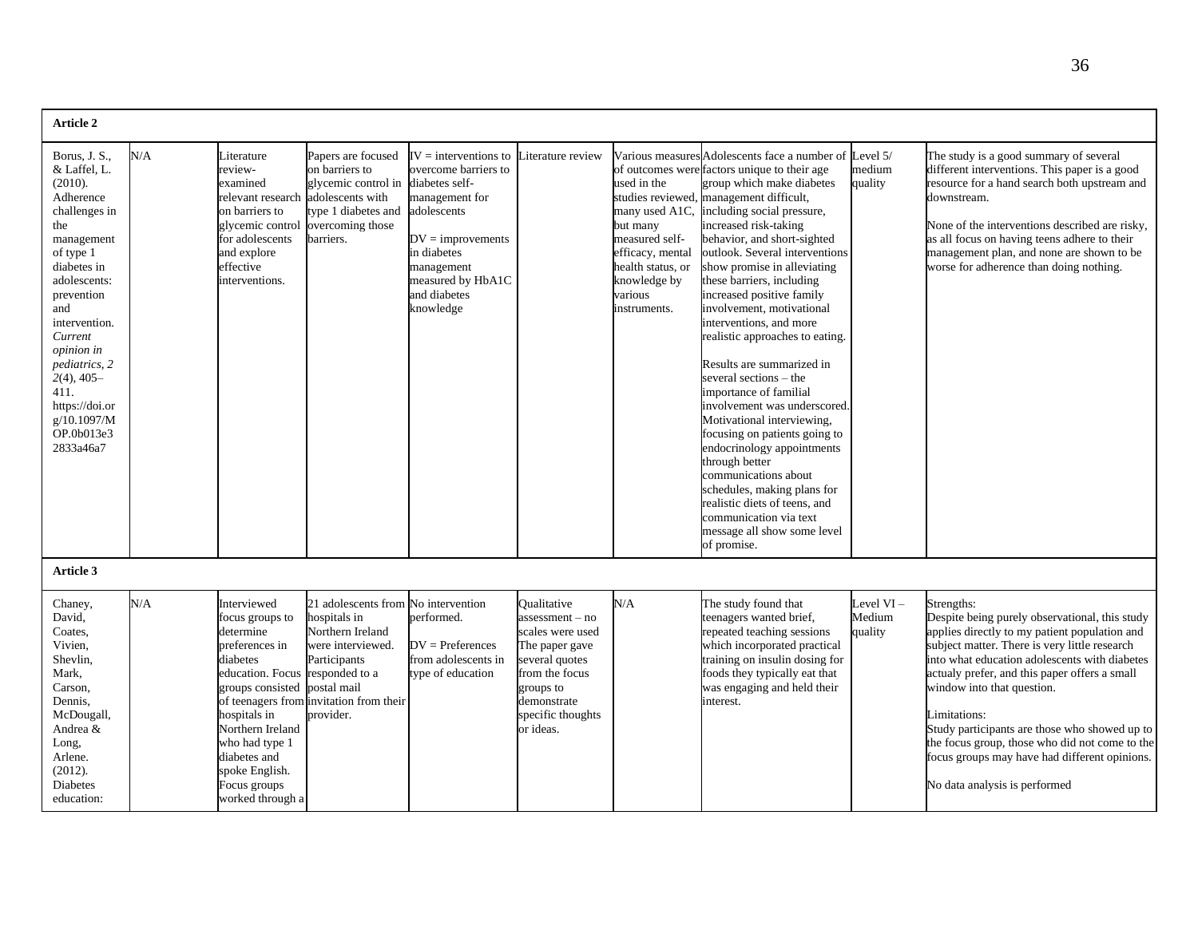| | | | | | | | | | | |
|---|---|---|---|---|---|---|---|---|---|---|
| **Article 2** | | | | | | | | | | |
| Borus, J. S., & Laffel, L. (2010). Adherence challenges in the management of type 1 diabetes in adolescents: prevention and intervention. *Current opinion in pediatrics*, *22*(4), 405–411. https://doi.org/10.1097/MOP.0b013e32833a46a7 | N/A | Literature review- examined relevant research on barriers to glycemic control for adolescents and explore effective interventions. | Papers are focused on barriers to glycemic control in adolescents with type 1 diabetes and overcoming those barriers. | IV = interventions to overcome barriers to diabetes self-management for adolescents<br><br>DV = improvements in diabetes management measured by HbA1C and diabetes knowledge | Literature review | Various measures of outcomes were used in the studies reviewed, many used A1C, but many measured self-efficacy, mental health status, or knowledge by various instruments. | Adolescents face a number of factors unique to their age group which make diabetes management difficult, including social pressure, increased risk-taking behavior, and short-sighted outlook. Several interventions show promise in alleviating these barriers, including increased positive family involvement, motivational interventions, and more realistic approaches to eating.<br><br>Results are summarized in several sections – the importance of familial involvement was underscored. Motivational interviewing, focusing on patients going to endocrinology appointments through better communications about schedules, making plans for realistic diets of teens, and communication via text message all show some level of promise. | Level 5/ medium quality | The study is a good summary of several different interventions. This paper is a good resource for a hand search both upstream and downstream.<br><br>None of the interventions described are risky, as all focus on having teens adhere to their management plan, and none are shown to be worse for adherence than doing nothing. |
| **Article 3** | | | | | | | | | | |
| Chaney, David, Coates, Vivien, Shevlin, Mark, Carson, Dennis, McDougall, Andrea & Long, Arlene. (2012). Diabetes education: | N/A | Interviewed focus groups to determine preferences in diabetes education. Focus groups consisted of teenagers from hospitals in Northern Ireland who had type 1 diabetes and spoke English. Focus groups worked through a | 21 adolescents from hospitals in Northern Ireland were interviewed. Participants responded to a postal mail invitation from their provider. | No intervention performed.<br><br>DV = Preferences from adolescents in type of education | Qualitative assessment – no scales were used The paper gave several quotes from the focus groups to demonstrate specific thoughts or ideas. | N/A | The study found that teenagers wanted brief, repeated teaching sessions which incorporated practical training on insulin dosing for foods they typically eat that was engaging and held their interest. | Level VI – Medium quality | Strengths:<br>Despite being purely observational, this study applies directly to my patient population and subject matter. There is very little research into what education adolescents with diabetes actualy prefer, and this paper offers a small window into that question.<br><br>Limitations:<br>Study participants are those who showed up to the focus group, those who did not come to the focus groups may have had different opinions.<br><br>No data analysis is performed |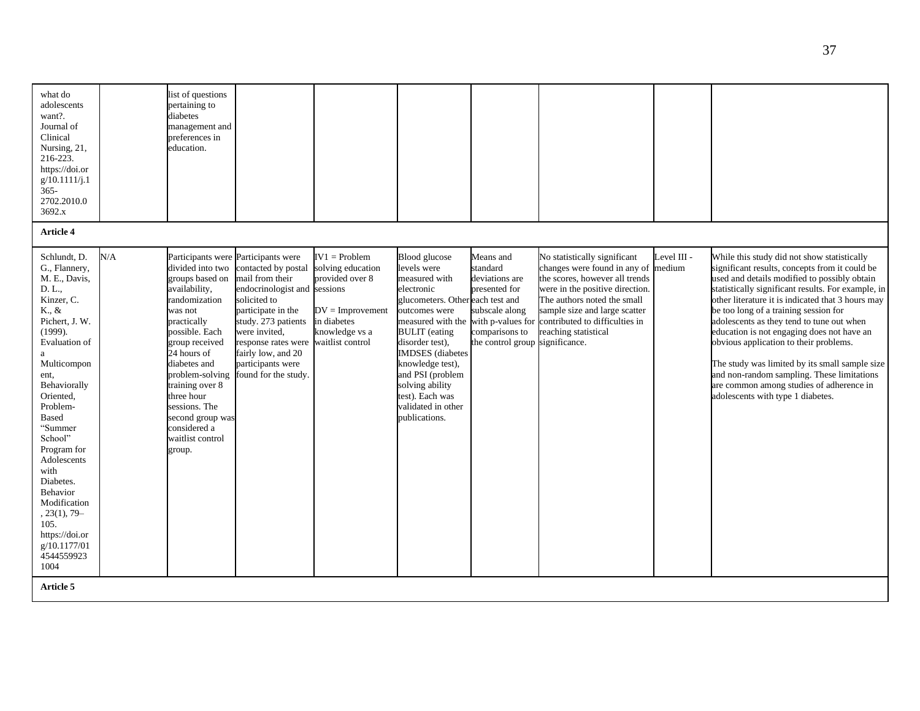| | | | | | | | | | |
|---|---|---|---|---|---|---|---|---|---|
| what do adolescents want?. Journal of Clinical Nursing, 21, 216-223. https://doi.org/10.1111/j.1365-2702.2010.03692.x | | list of questions pertaining to diabetes management and preferences in education. | | | | | | | |
| **Article 4** | | | | | | | | | |
| Schlundt, D. G., Flannery, M. E., Davis, D. L., Kinzer, C. K., & Pichert, J. W. (1999). Evaluation of a Multicomponent, Behaviorally Oriented, Problem-Based "Summer School" Program for Adolescents with Diabetes. Behavior Modification, 23(1), 79–105. https://doi.org/10.1177/01454455992310004 | N/A | Participants were divided into two groups based on availability, randomization was not practically possible. Each group received 24 hours of diabetes and problem-solving training over 8 three hour sessions. The second group was considered a waitlist control group. | Participants were contacted by postal mail from their endocrinologist and solicited to participate in the study. 273 patients were invited, response rates were fairly low, and 20 participants were found for the study. | IV1 = Problem solving education provided over 8 sessions<br><br>DV = Improvement in diabetes knowledge vs a waitlist control | Blood glucose levels were measured with electronic glucometers. Other outcomes were measured with the BULIT (eating disorder test), IMDSES (diabetes knowledge test), and PSI (problem solving ability test). Each was validated in other publications. | Means and standard deviations are presented for each test and subscale along with p-values for comparisons to the control group | No statistically significant changes were found in any of the scores, however all trends were in the positive direction. The authors noted the small sample size and large scatter contributed to difficulties in reaching statistical significance. | Level III - medium | While this study did not show statistically significant results, concepts from it could be used and details modified to possibly obtain statistically significant results. For example, in other literature it is indicated that 3 hours may be too long of a training session for adolescents as they tend to tune out when education is not engaging does not have an obvious application to their problems.<br><br>The study was limited by its small sample size and non-random sampling. These limitations are common among studies of adherence in adolescents with type 1 diabetes. |
| **Article 5** | | | | | | | | | |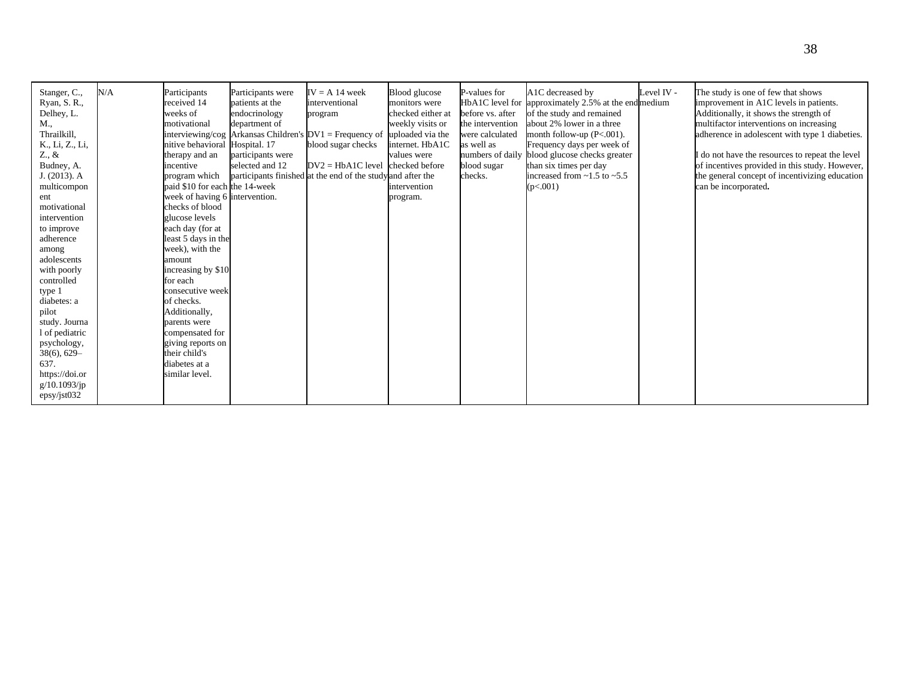| | | | | | | | | | |
|---|---|---|---|---|---|---|---|---|---|
| Stanger, C., Ryan, S. R., Delhey, L. M., Thrailkill, K., Li, Z., Li, Z., & Budney, A. J. (2013). A multicomponent motivational intervention to improve adherence among adolescents with poorly controlled type 1 diabetes: a pilot study. Journal of pediatric psychology, 38(6), 629–637. https://doi.org/10.1093/jpepsy/jst032 | N/A | Participants received 14 weeks of motivational interviewing/cognitive behavioral therapy and an incentive program which paid \$10 for each week of having 6 checks of blood glucose levels each day (for at least 5 days in the week), with the amount increasing by \$10 for each consecutive week of checks. Additionally, parents were compensated for giving reports on their child's diabetes at a similar level. | Participants were patients at the endocrinology department of Arkansas Children's Hospital. 17 participants were selected and 12 participants finished the 14-week intervention. | IV = A 14 week interventional program<br><br>DV1 = Frequency of blood sugar checks<br><br>DV2 = HbA1C level at the end of the study | Blood glucose monitors were checked either at weekly visits or uploaded via the internet. HbA1C values were checked before and after the intervention program. | P-values for HbA1C level for before vs. after the intervention were calculated as well as numbers of daily blood sugar checks. | A1C decreased by approximately 2.5% at the end of the study and remained about 2% lower in a three month follow-up ($P<.001$). Frequency days per week of blood glucose checks greater than six times per day increased from ~1.5 to ~5.5 ($p<.001$) | Level IV - medium | The study is one of few that shows improvement in A1C levels in patients. Additionally, it shows the strength of multifactor interventions on increasing adherence in adolescent with type 1 diabeties.<br><br>I do not have the resources to repeat the level of incentives provided in this study. However, the general concept of incentivizing education can be incorporated**.** |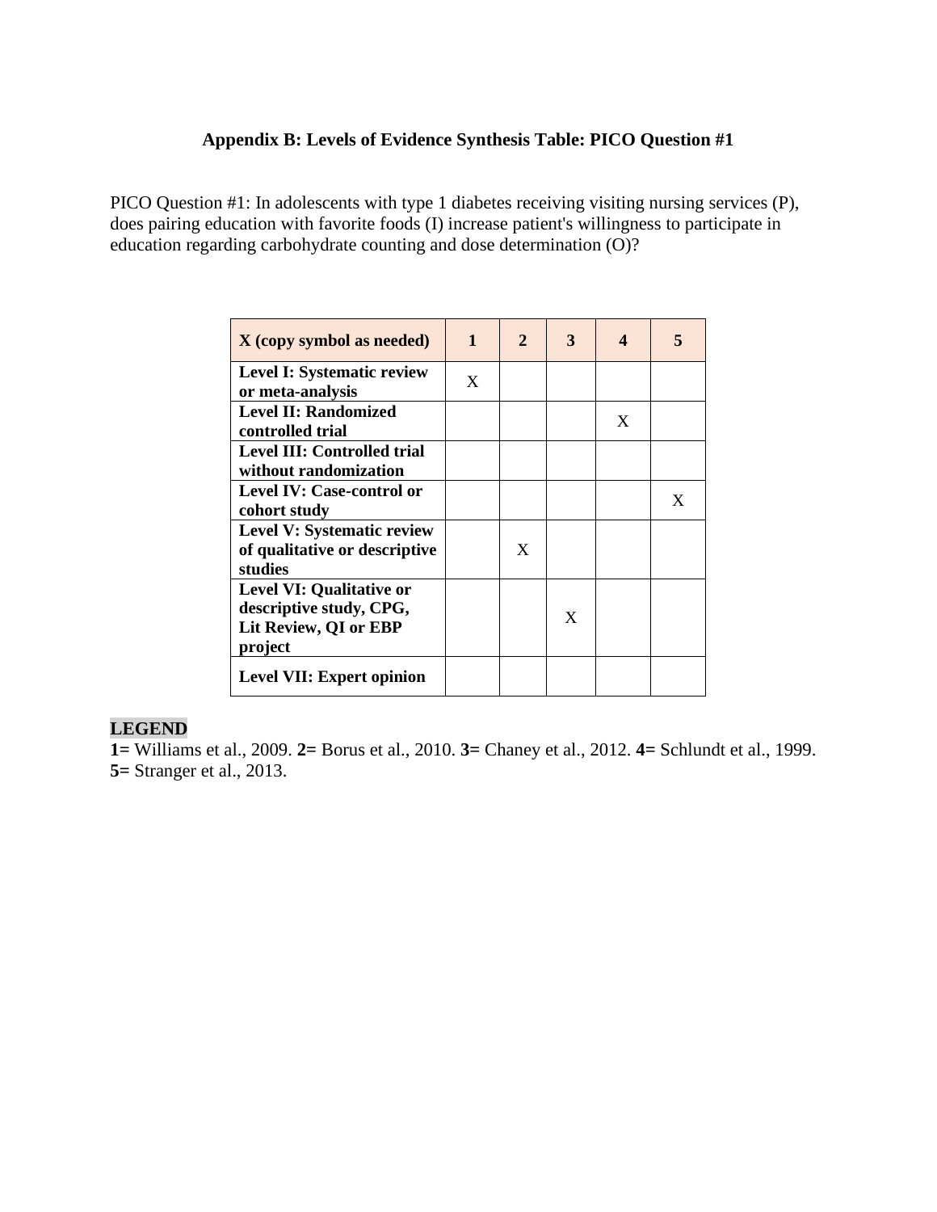**Appendix B: Levels of Evidence Synthesis Table: PICO Question #1**

PICO Question #1: In adolescents with type 1 diabetes receiving visiting nursing services (P), does pairing education with favorite foods (I) increase patient's willingness to participate in education regarding carbohydrate counting and dose determination (O)?

| X (copy symbol as needed) | 1 | 2 | 3 | 4 | 5 |
|---|---|---|---|---|---|
| **Level I: Systematic review or meta-analysis** | X | | | | |
| **Level II: Randomized controlled trial** | | | | X | |
| **Level III: Controlled trial without randomization** | | | | | |
| **Level IV: Case-control or cohort study** | | | | | X |
| **Level V: Systematic review of qualitative or descriptive studies** | | X | | | |
| **Level VI: Qualitative or descriptive study, CPG, Lit Review, QI or EBP project** | | | X | | |
| **Level VII: Expert opinion** | | | | | |

**LEGEND**

**1=** Williams et al., 2009. **2=** Borus et al., 2010. **3=** Chaney et al., 2012. **4=** Schlundt et al., 1999. **5=** Stranger et al., 2013.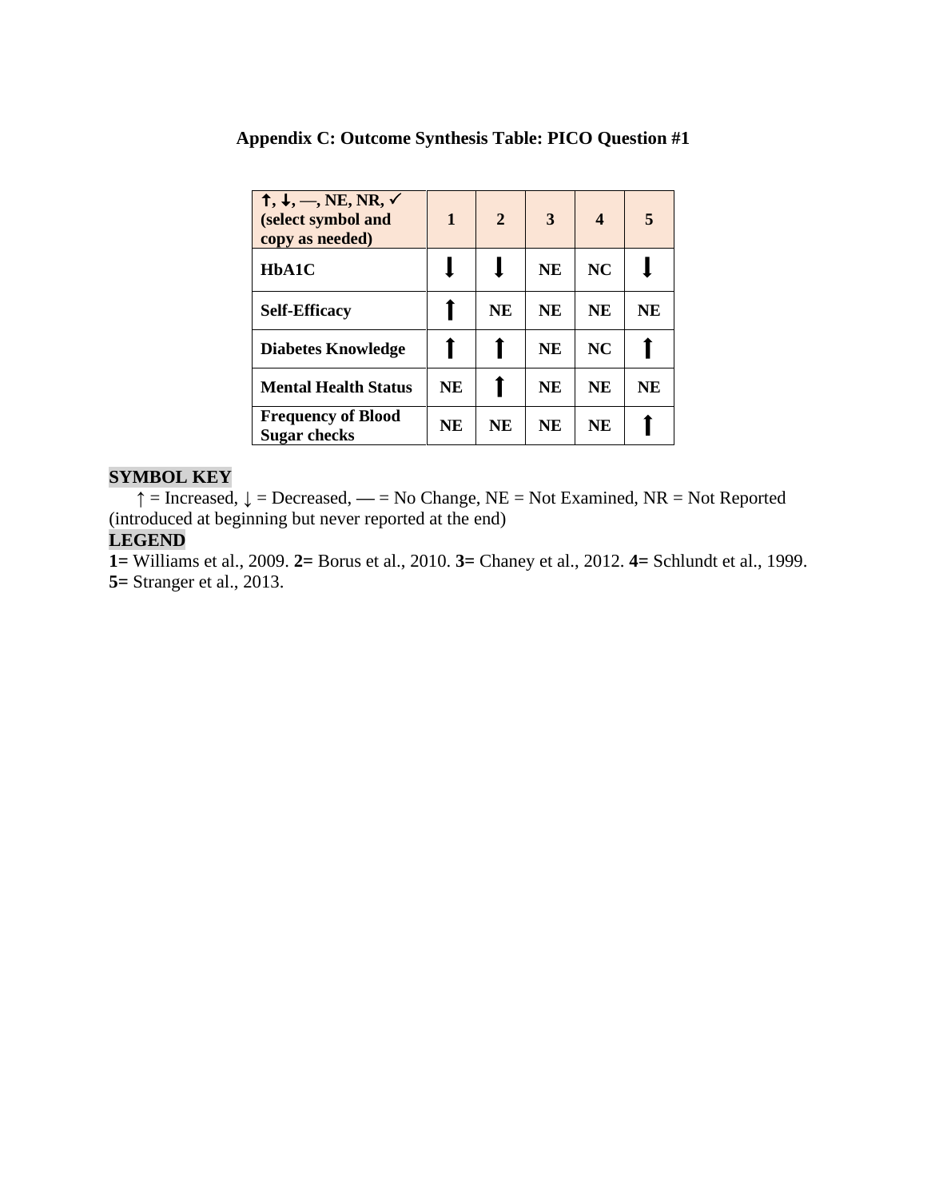**Appendix C: Outcome Synthesis Table: PICO Question #1**

| ↑, ↓, —, NE, NR, ✓ (select symbol and copy as needed) | 1 | 2 | 3 | 4 | 5 |
|---|---|---|---|---|---|
| HbA1C | ↓ | ↓ | NE | NC | ↓ |
| Self-Efficacy | ↑ | NE | NE | NE | NE |
| Diabetes Knowledge | ↑ | ↑ | NE | NC | ↑ |
| Mental Health Status | NE | ↑ | NE | NE | NE |
| Frequency of Blood Sugar checks | NE | NE | NE | NE | ↑ |

**SYMBOL KEY**

↑ = Increased, ↓ = Decreased, — = No Change, NE = Not Examined, NR = Not Reported (introduced at beginning but never reported at the end)

**LEGEND**

**1=** Williams et al., 2009. **2=** Borus et al., 2010. **3=** Chaney et al., 2012. **4=** Schlundt et al., 1999. **5=** Stranger et al., 2013.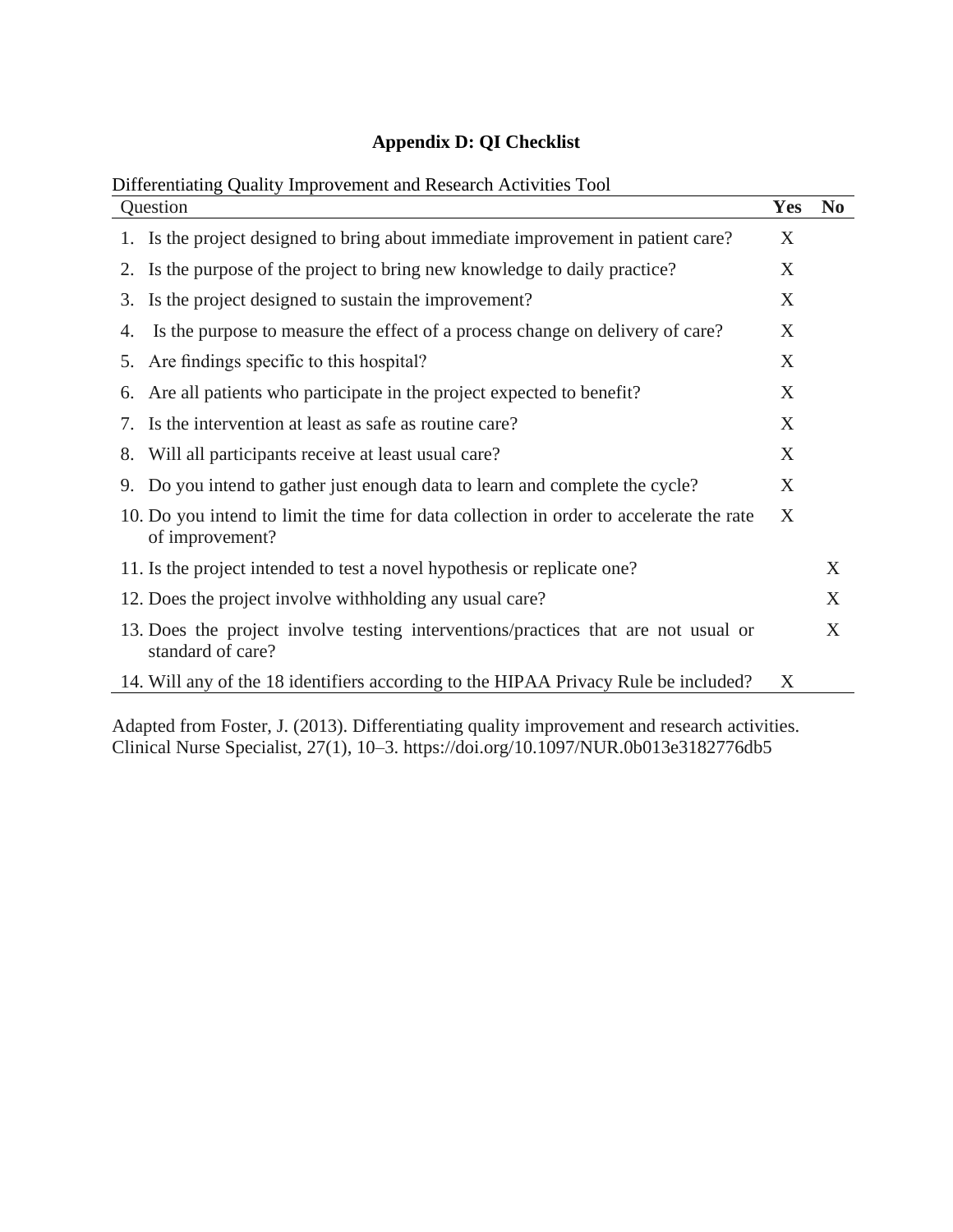# Appendix D: QI Checklist

Differentiating Quality Improvement and Research Activities Tool

| Question | Yes | No |
|---|---|---|
| 1. Is the project designed to bring about immediate improvement in patient care? | X | |
| 2. Is the purpose of the project to bring new knowledge to daily practice? | X | |
| 3. Is the project designed to sustain the improvement? | X | |
| 4. Is the purpose to measure the effect of a process change on delivery of care? | X | |
| 5. Are findings specific to this hospital? | X | |
| 6. Are all patients who participate in the project expected to benefit? | X | |
| 7. Is the intervention at least as safe as routine care? | X | |
| 8. Will all participants receive at least usual care? | X | |
| 9. Do you intend to gather just enough data to learn and complete the cycle? | X | |
| 10. Do you intend to limit the time for data collection in order to accelerate the rate of improvement? | X | |
| 11. Is the project intended to test a novel hypothesis or replicate one? | | X |
| 12. Does the project involve withholding any usual care? | | X |
| 13. Does the project involve testing interventions/practices that are not usual or standard of care? | | X |
| 14. Will any of the 18 identifiers according to the HIPAA Privacy Rule be included? | X | |

Adapted from Foster, J. (2013). Differentiating quality improvement and research activities. Clinical Nurse Specialist, 27(1), 10–3. https://doi.org/10.1097/NUR.0b013e3182776db5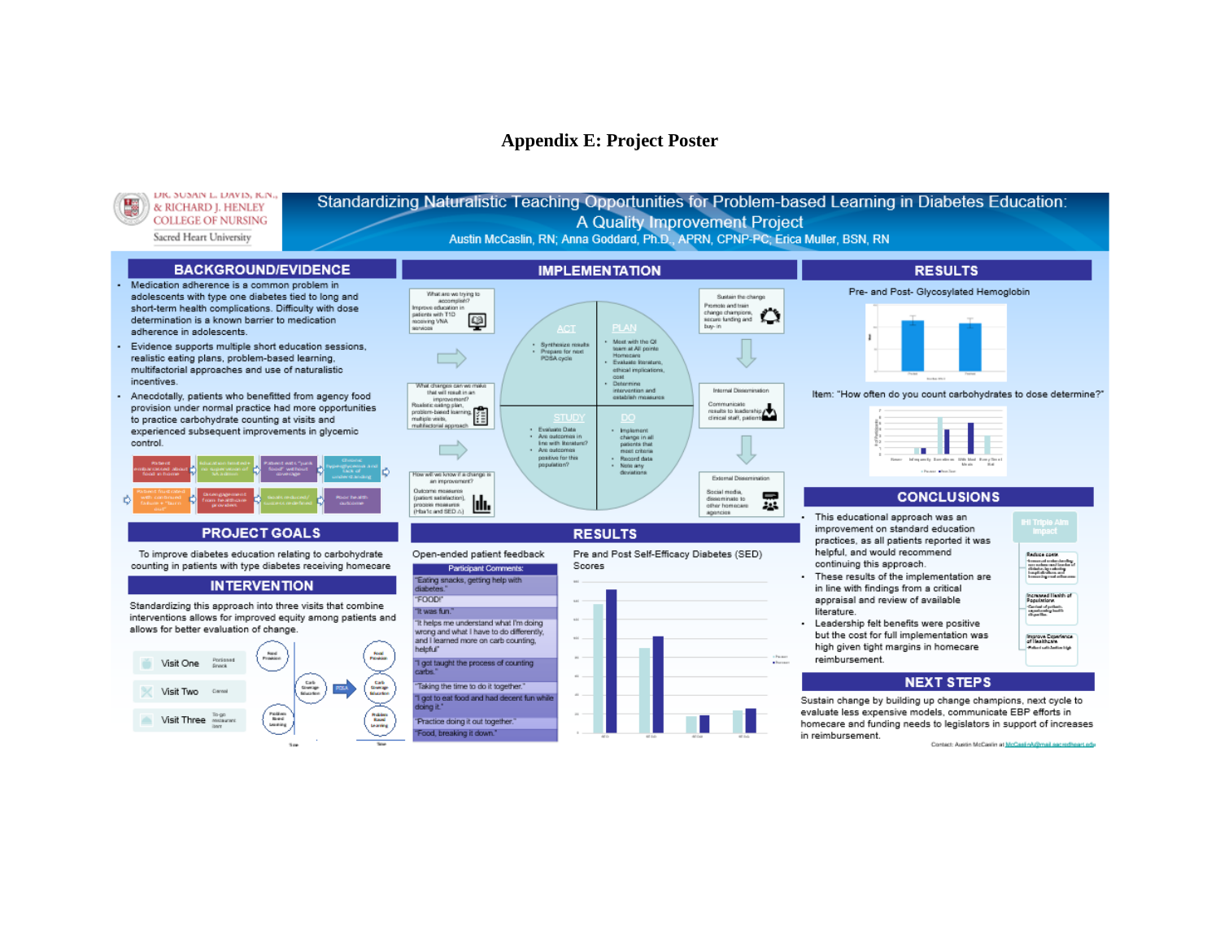# Appendix E: Project Poster

DR. SUSAN L. DAVIS, R.N., & RICHARD J. HENLEY COLLEGE OF NURSING
Sacred Heart University

## Standardizing Naturalistic Teaching Opportunities for Problem-based Learning in Diabetes Education: A Quality Improvement Project

Austin McCaslin, RN; Anna Goddard, Ph.D., APRN, CPNP-PC; Erica Muller, BSN, RN

## BACKGROUND/EVIDENCE

- Medication adherence is a common problem in adolescents with type one diabetes tied to long and short-term health complications. Difficulty with dose determination is a known barrier to medication adherence in adolescents.
- Evidence supports multiple short education sessions, realistic eating plans, problem-based learning, multifactorial approaches and use of naturalistic incentives.
- Anecdotally, patients who benefitted from agency food provision under normal practice had more opportunities to practice carbohydrate counting at visits and experienced subsequent improvements in glycemic control.

## PROJECT GOALS

To improve diabetes education relating to carbohydrate counting in patients with type diabetes receiving homecare

## INTERVENTION

Standardizing this approach into three visits that combine interventions allows for improved equity among patients and allows for better evaluation of change.

Visit One – Portioned Snack
Visit Two – Cereal
Visit Three – To-go restaurant item

## IMPLEMENTATION

What are we trying to accomplish? Improve education in patients with T1D receiving VNA services

What changes can we make that will result in an improvement? Realistic eating plan, problem-based learning, multiple visits, multifactorial approach

How will we know if a change is an improvement? Outcome measures (patient satisfaction), process measures (Hba1c and SED Δ)

ACT
- Synthesize results
- Prepare for next PDSA cycle

PLAN
- Meet with the QI team at All points Homecare
- Evaluate literature, ethical implications, cost
- Determine intervention and establish measures

STUDY
- Evaluate Data
- Are outcomes in line with literature?
- Are outcomes positive for this population?

DO
- Implement change in all patients that meet criteria
- Record data
- Note any deviations

Sustain the change: Promote and train change champions, secure funding and buy-in

Internal Dissemination: Communicate results to leadership, clinical staff, patients

External Dissemination: Social media, disseminate to other homecare agencies

## RESULTS

Open-ended patient feedback

| Participant Comments: |
|---|
| "Eating snacks, getting help with diabetes." |
| "FOOD!" |
| "It was fun." |
| "It helps me understand what I'm doing wrong and what I have to do differently, and I learned more on carb counting, helpful" |
| "I got taught the process of counting carbs." |
| "Taking the time to do it together." |
| "I got to eat food and had decent fun while doing it." |
| "Practice doing it out together." |
| "Food, breaking it down." |

Pre and Post Self-Efficacy Diabetes (SED) Scores

## RESULTS

Pre- and Post- Glycosylated Hemoglobin

Item: "How often do you count carbohydrates to dose determine?"

## CONCLUSIONS

- This educational approach was an improvement on standard education practices, as all patients reported it was helpful, and would recommend continuing this approach.
- These results of the implementation are in line with findings from a critical appraisal and review of available literature.
- Leadership felt benefits were positive but the cost for full implementation was high given tight margins in homecare reimbursement.

IHI Triple Aim Impact: Reduce costs; Increased Health of Populations; Improve Experience of Healthcare

## NEXT STEPS

Sustain change by building up change champions, next cycle to evaluate less expensive models, communicate EBP efforts in homecare and funding needs to legislators in support of increases in reimbursement.

Contact: Austin McCaslin at McCaslinA@mail.sacredheart.edu